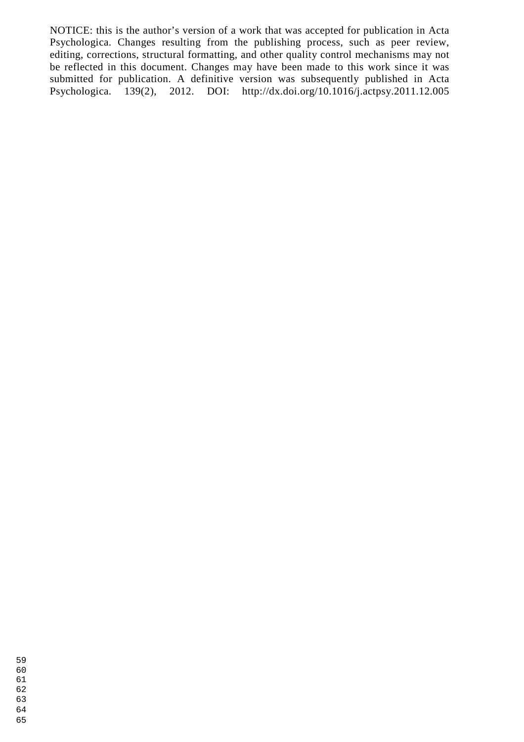NOTICE: this is the author's version of a work that was accepted for publication in Acta Psychologica. Changes resulting from the publishing process, such as peer review, editing, corrections, structural formatting, and other quality control mechanisms may not be reflected in this document. Changes may have been made to this work since it was submitted for publication. A definitive version was subsequently published in Acta Psychologica. 139(2), 2012. DOI: http://dx.doi.org/10.1016/j.actpsy.2011.12.005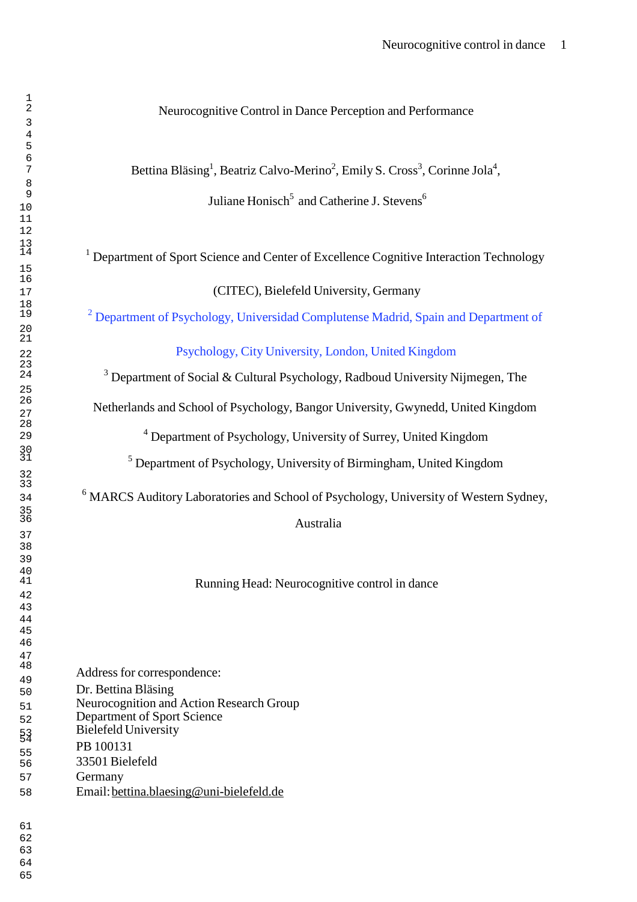# Neurocognitive Control in Dance Perception and Performance

Bettina Bläsing[1], Beatriz Calvo-Merino[2], Emily S. Cross[3], Corinne Jola[4], Juliane Honisch[5] and Catherine J. Stevens[6]

[1] Department of Sport Science and Center of Excellence Cognitive Interaction Technology (CITEC), Bielefeld University, Germany

[2] Department of Psychology, Universidad Complutense Madrid, Spain and Department of Psychology, City University, London, United Kingdom

[3] Department of Social & Cultural Psychology, Radboud University Nijmegen, The Netherlands and School of Psychology, Bangor University, Gwynedd, United Kingdom

[4] Department of Psychology, University of Surrey, United Kingdom

[5] Department of Psychology, University of Birmingham, United Kingdom

[6] MARCS Auditory Laboratories and School of Psychology, University of Western Sydney, Australia

Running Head: Neurocognitive control in dance

Address for correspondence:
Dr. Bettina Bläsing
Neurocognition and Action Research Group
Department of Sport Science
Bielefeld University
PB 100131
33501 Bielefeld
Germany
Email: bettina.blaesing@uni-bielefeld.de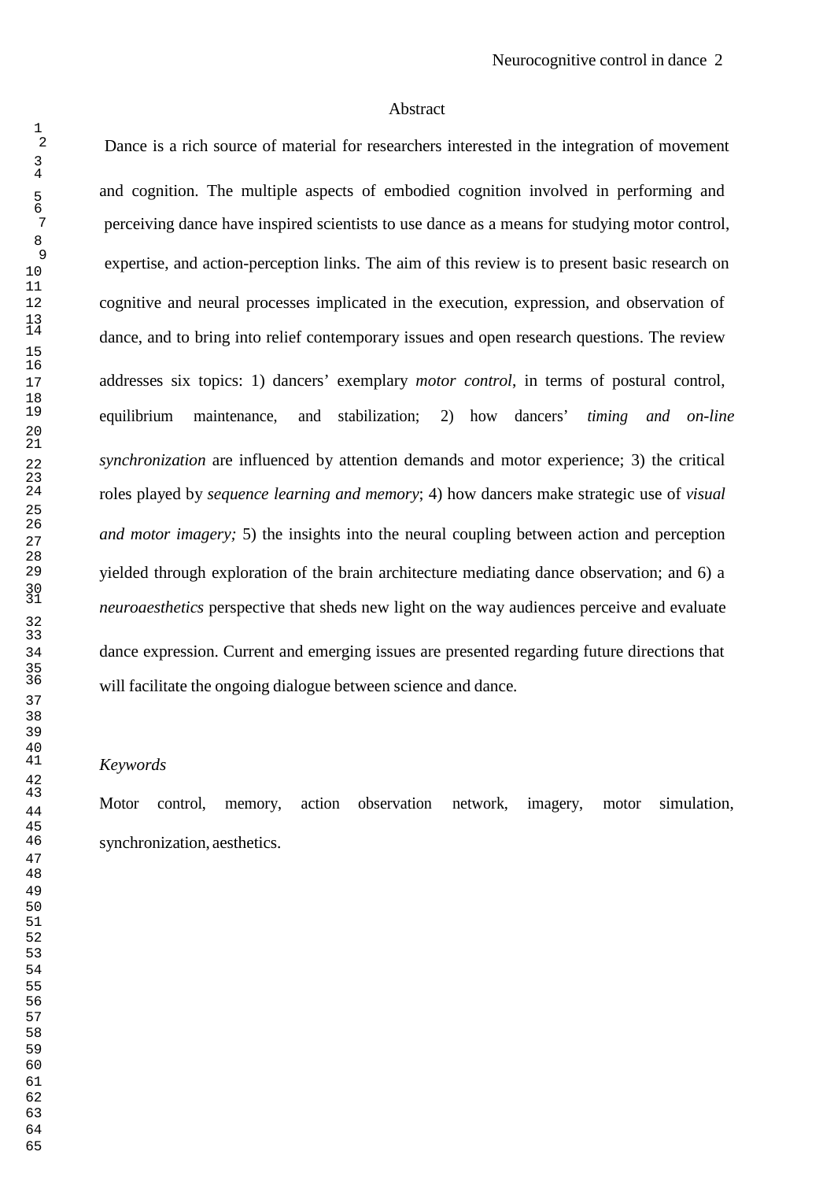## Abstract

Dance is a rich source of material for researchers interested in the integration of movement and cognition. The multiple aspects of embodied cognition involved in performing and perceiving dance have inspired scientists to use dance as a means for studying motor control, expertise, and action-perception links. The aim of this review is to present basic research on cognitive and neural processes implicated in the execution, expression, and observation of dance, and to bring into relief contemporary issues and open research questions. The review addresses six topics: 1) dancers' exemplary *motor control*, in terms of postural control, equilibrium maintenance, and stabilization; 2) how dancers' *timing and on-line synchronization* are influenced by attention demands and motor experience; 3) the critical roles played by *sequence learning and memory*; 4) how dancers make strategic use of *visual and motor imagery;* 5) the insights into the neural coupling between action and perception yielded through exploration of the brain architecture mediating dance observation; and 6) a *neuroaesthetics* perspective that sheds new light on the way audiences perceive and evaluate dance expression. Current and emerging issues are presented regarding future directions that will facilitate the ongoing dialogue between science and dance.

*Keywords*

Motor control, memory, action observation network, imagery, motor simulation, synchronization, aesthetics.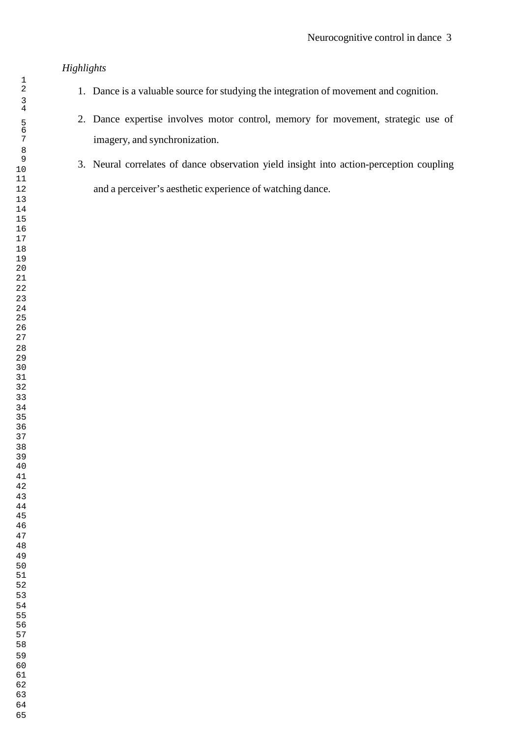*Highlights*

1. Dance is a valuable source for studying the integration of movement and cognition.
2. Dance expertise involves motor control, memory for movement, strategic use of imagery, and synchronization.
3. Neural correlates of dance observation yield insight into action-perception coupling and a perceiver's aesthetic experience of watching dance.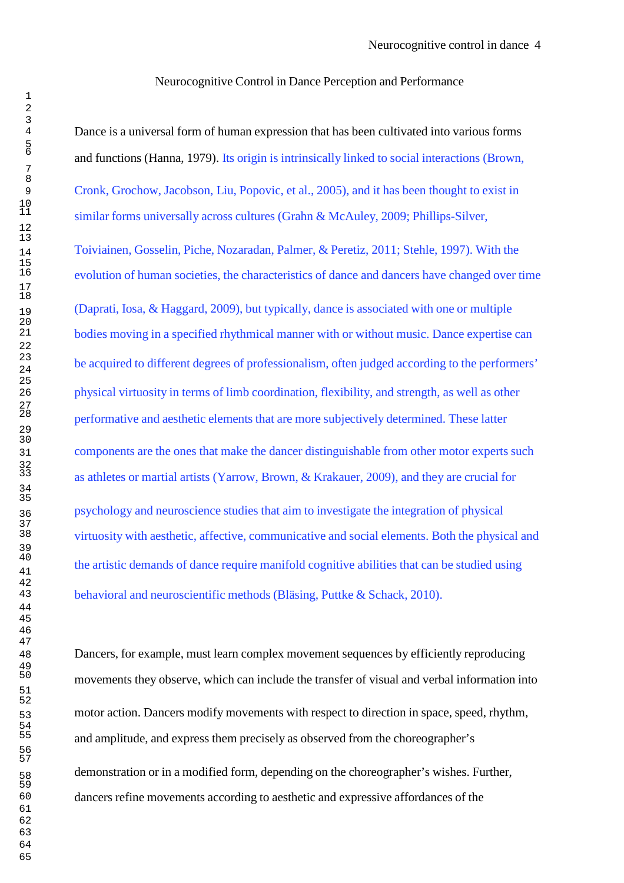# Neurocognitive Control in Dance Perception and Performance

Dance is a universal form of human expression that has been cultivated into various forms and functions (Hanna, 1979). Its origin is intrinsically linked to social interactions (Brown, Cronk, Grochow, Jacobson, Liu, Popovic, et al., 2005), and it has been thought to exist in similar forms universally across cultures (Grahn & McAuley, 2009; Phillips-Silver, Toiviainen, Gosselin, Piche, Nozaradan, Palmer, & Peretiz, 2011; Stehle, 1997). With the evolution of human societies, the characteristics of dance and dancers have changed over time (Daprati, Iosa, & Haggard, 2009), but typically, dance is associated with one or multiple bodies moving in a specified rhythmical manner with or without music. Dance expertise can be acquired to different degrees of professionalism, often judged according to the performers' physical virtuosity in terms of limb coordination, flexibility, and strength, as well as other performative and aesthetic elements that are more subjectively determined. These latter components are the ones that make the dancer distinguishable from other motor experts such as athletes or martial artists (Yarrow, Brown, & Krakauer, 2009), and they are crucial for psychology and neuroscience studies that aim to investigate the integration of physical virtuosity with aesthetic, affective, communicative and social elements. Both the physical and the artistic demands of dance require manifold cognitive abilities that can be studied using behavioral and neuroscientific methods (Bläsing, Puttke & Schack, 2010).

Dancers, for example, must learn complex movement sequences by efficiently reproducing movements they observe, which can include the transfer of visual and verbal information into motor action. Dancers modify movements with respect to direction in space, speed, rhythm, and amplitude, and express them precisely as observed from the choreographer's demonstration or in a modified form, depending on the choreographer's wishes. Further, dancers refine movements according to aesthetic and expressive affordances of the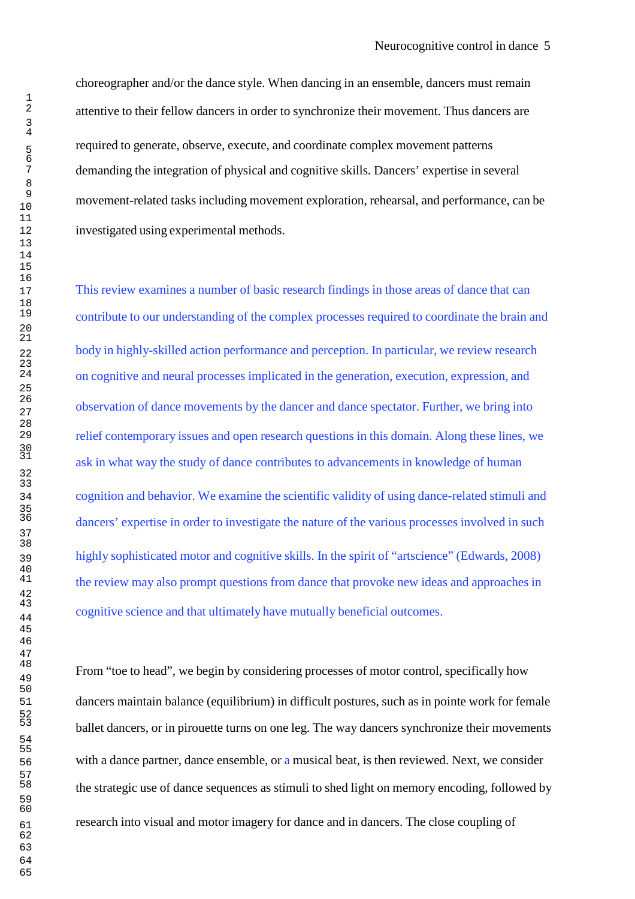choreographer and/or the dance style. When dancing in an ensemble, dancers must remain attentive to their fellow dancers in order to synchronize their movement. Thus dancers are required to generate, observe, execute, and coordinate complex movement patterns demanding the integration of physical and cognitive skills. Dancers' expertise in several movement-related tasks including movement exploration, rehearsal, and performance, can be investigated using experimental methods.

This review examines a number of basic research findings in those areas of dance that can contribute to our understanding of the complex processes required to coordinate the brain and body in highly-skilled action performance and perception. In particular, we review research on cognitive and neural processes implicated in the generation, execution, expression, and observation of dance movements by the dancer and dance spectator. Further, we bring into relief contemporary issues and open research questions in this domain. Along these lines, we ask in what way the study of dance contributes to advancements in knowledge of human cognition and behavior. We examine the scientific validity of using dance-related stimuli and dancers' expertise in order to investigate the nature of the various processes involved in such highly sophisticated motor and cognitive skills. In the spirit of "artscience" (Edwards, 2008) the review may also prompt questions from dance that provoke new ideas and approaches in cognitive science and that ultimately have mutually beneficial outcomes.

From "toe to head", we begin by considering processes of motor control, specifically how dancers maintain balance (equilibrium) in difficult postures, such as in pointe work for female ballet dancers, or in pirouette turns on one leg. The way dancers synchronize their movements with a dance partner, dance ensemble, or a musical beat, is then reviewed. Next, we consider the strategic use of dance sequences as stimuli to shed light on memory encoding, followed by research into visual and motor imagery for dance and in dancers. The close coupling of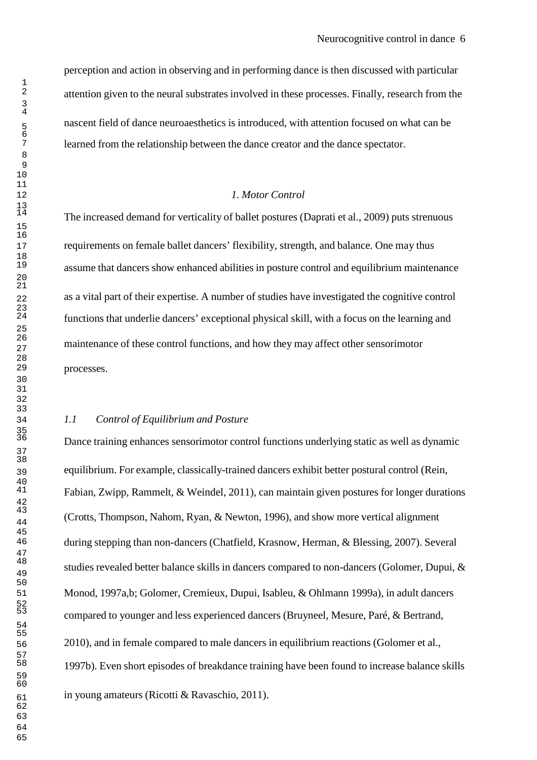perception and action in observing and in performing dance is then discussed with particular attention given to the neural substrates involved in these processes. Finally, research from the nascent field of dance neuroaesthetics is introduced, with attention focused on what can be learned from the relationship between the dance creator and the dance spectator.

## *1. Motor Control*

The increased demand for verticality of ballet postures (Daprati et al., 2009) puts strenuous requirements on female ballet dancers' flexibility, strength, and balance. One may thus assume that dancers show enhanced abilities in posture control and equilibrium maintenance as a vital part of their expertise. A number of studies have investigated the cognitive control functions that underlie dancers' exceptional physical skill, with a focus on the learning and maintenance of these control functions, and how they may affect other sensorimotor processes.

### *1.1 Control of Equilibrium and Posture*

Dance training enhances sensorimotor control functions underlying static as well as dynamic equilibrium. For example, classically-trained dancers exhibit better postural control (Rein, Fabian, Zwipp, Rammelt, & Weindel, 2011), can maintain given postures for longer durations (Crotts, Thompson, Nahom, Ryan, & Newton, 1996), and show more vertical alignment during stepping than non-dancers (Chatfield, Krasnow, Herman, & Blessing, 2007). Several studies revealed better balance skills in dancers compared to non-dancers (Golomer, Dupui, & Monod, 1997a,b; Golomer, Cremieux, Dupui, Isableu, & Ohlmann 1999a), in adult dancers compared to younger and less experienced dancers (Bruyneel, Mesure, Paré, & Bertrand, 2010), and in female compared to male dancers in equilibrium reactions (Golomer et al., 1997b). Even short episodes of breakdance training have been found to increase balance skills in young amateurs (Ricotti & Ravaschio, 2011).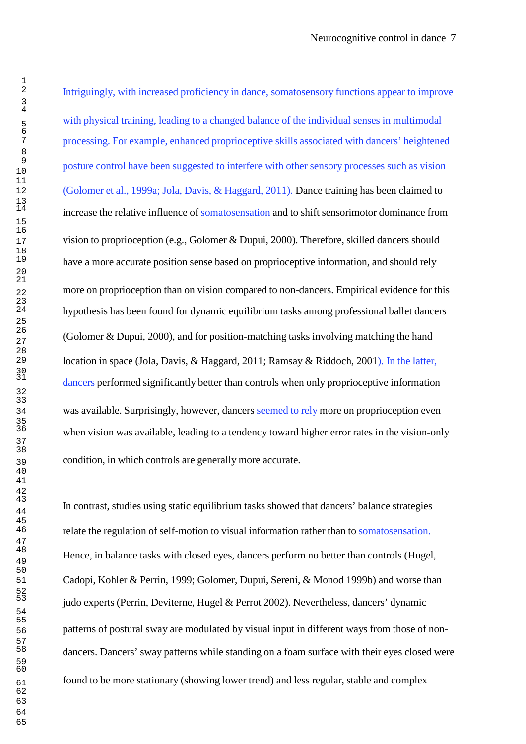Intriguingly, with increased proficiency in dance, somatosensory functions appear to improve with physical training, leading to a changed balance of the individual senses in multimodal processing. For example, enhanced proprioceptive skills associated with dancers' heightened posture control have been suggested to interfere with other sensory processes such as vision (Golomer et al., 1999a; Jola, Davis, & Haggard, 2011). Dance training has been claimed to increase the relative influence of somatosensation and to shift sensorimotor dominance from vision to proprioception (e.g., Golomer & Dupui, 2000). Therefore, skilled dancers should have a more accurate position sense based on proprioceptive information, and should rely more on proprioception than on vision compared to non-dancers. Empirical evidence for this hypothesis has been found for dynamic equilibrium tasks among professional ballet dancers (Golomer & Dupui, 2000), and for position-matching tasks involving matching the hand location in space (Jola, Davis, & Haggard, 2011; Ramsay & Riddoch, 2001). In the latter, dancers performed significantly better than controls when only proprioceptive information was available. Surprisingly, however, dancers seemed to rely more on proprioception even when vision was available, leading to a tendency toward higher error rates in the vision-only condition, in which controls are generally more accurate.

In contrast, studies using static equilibrium tasks showed that dancers' balance strategies relate the regulation of self-motion to visual information rather than to somatosensation. Hence, in balance tasks with closed eyes, dancers perform no better than controls (Hugel, Cadopi, Kohler & Perrin, 1999; Golomer, Dupui, Sereni, & Monod 1999b) and worse than judo experts (Perrin, Deviterne, Hugel & Perrot 2002). Nevertheless, dancers' dynamic patterns of postural sway are modulated by visual input in different ways from those of non-dancers. Dancers' sway patterns while standing on a foam surface with their eyes closed were found to be more stationary (showing lower trend) and less regular, stable and complex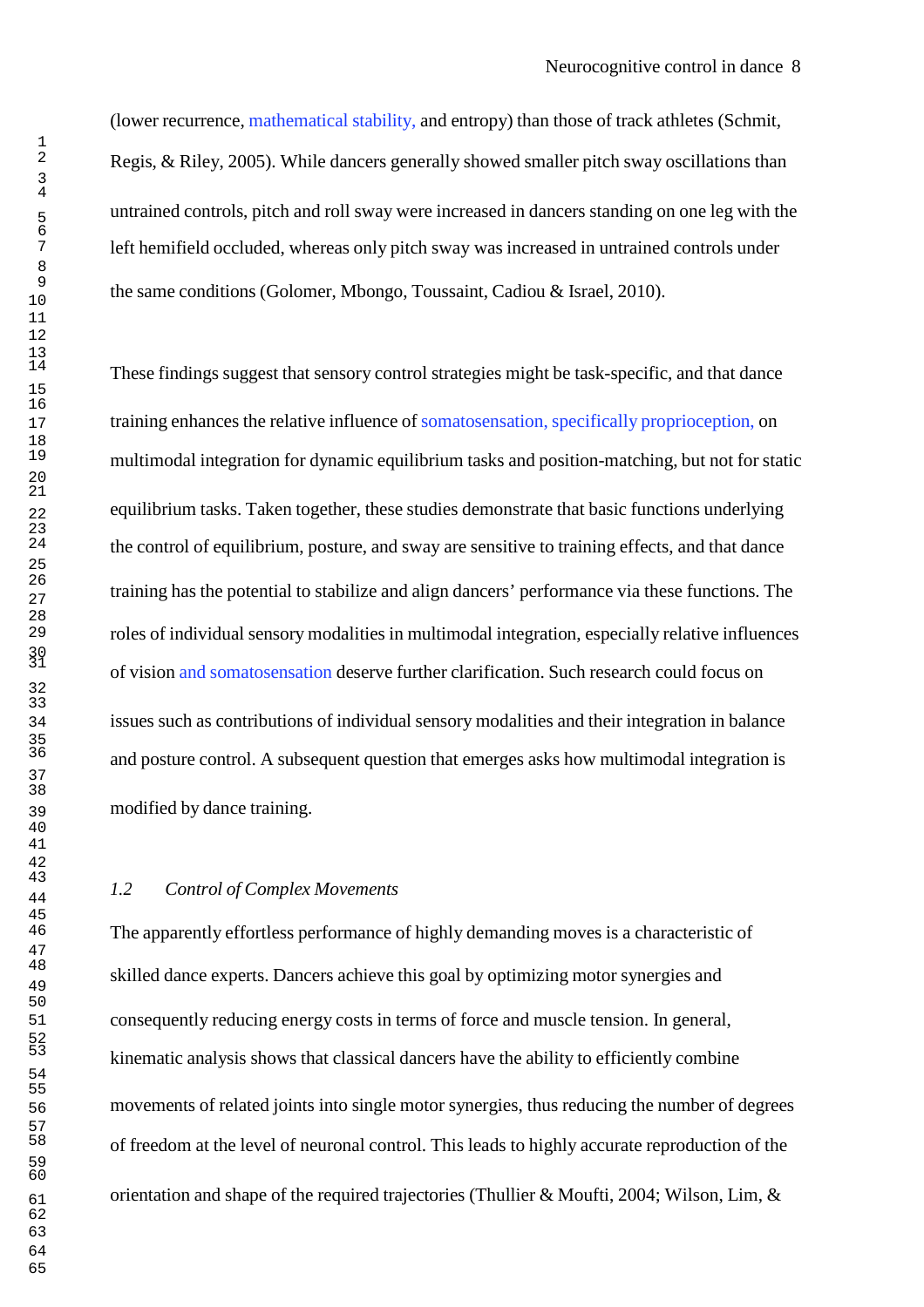(lower recurrence, mathematical stability, and entropy) than those of track athletes (Schmit, Regis, & Riley, 2005). While dancers generally showed smaller pitch sway oscillations than untrained controls, pitch and roll sway were increased in dancers standing on one leg with the left hemifield occluded, whereas only pitch sway was increased in untrained controls under the same conditions (Golomer, Mbongo, Toussaint, Cadiou & Israel, 2010).

These findings suggest that sensory control strategies might be task-specific, and that dance training enhances the relative influence of somatosensation, specifically proprioception, on multimodal integration for dynamic equilibrium tasks and position-matching, but not for static equilibrium tasks. Taken together, these studies demonstrate that basic functions underlying the control of equilibrium, posture, and sway are sensitive to training effects, and that dance training has the potential to stabilize and align dancers' performance via these functions. The roles of individual sensory modalities in multimodal integration, especially relative influences of vision and somatosensation deserve further clarification. Such research could focus on issues such as contributions of individual sensory modalities and their integration in balance and posture control. A subsequent question that emerges asks how multimodal integration is modified by dance training.

### *1.2 Control of Complex Movements*

The apparently effortless performance of highly demanding moves is a characteristic of skilled dance experts. Dancers achieve this goal by optimizing motor synergies and consequently reducing energy costs in terms of force and muscle tension. In general, kinematic analysis shows that classical dancers have the ability to efficiently combine movements of related joints into single motor synergies, thus reducing the number of degrees of freedom at the level of neuronal control. This leads to highly accurate reproduction of the orientation and shape of the required trajectories (Thullier & Moufti, 2004; Wilson, Lim, &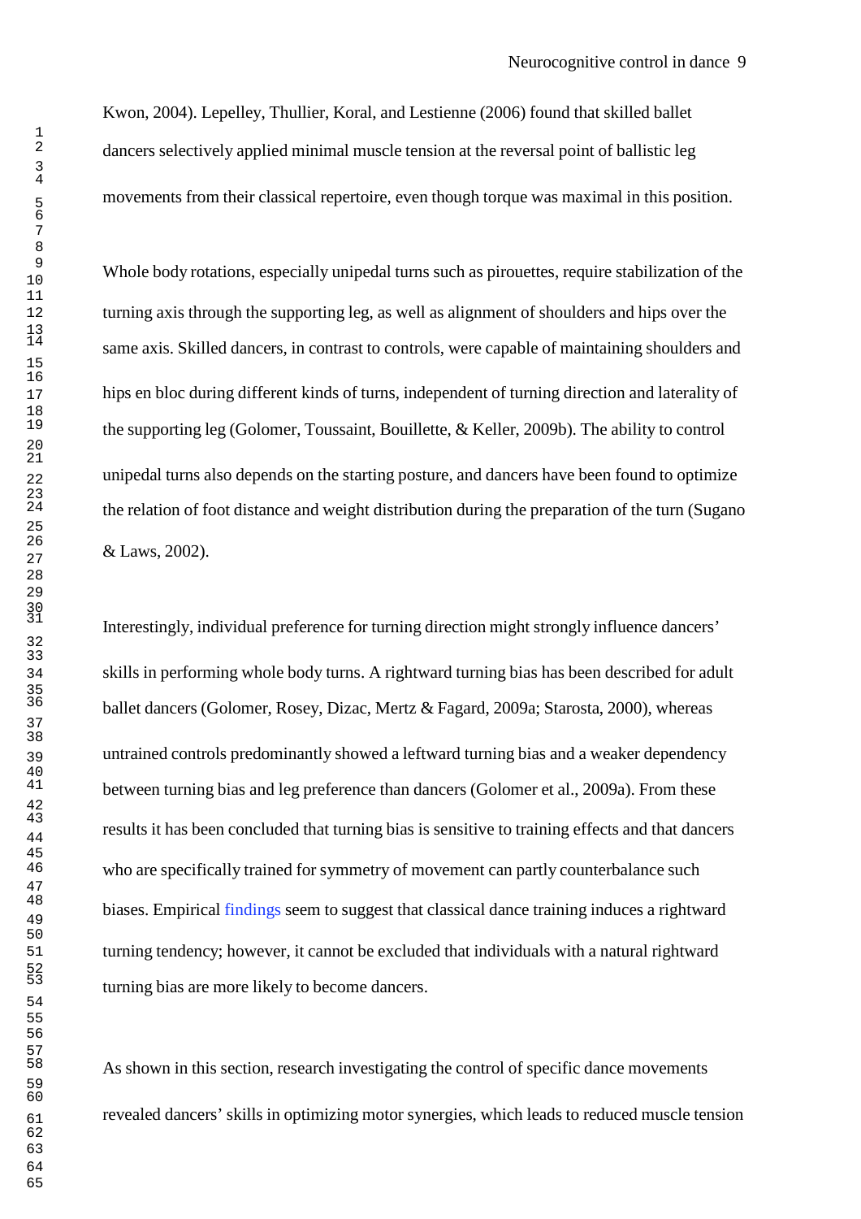Kwon, 2004). Lepelley, Thullier, Koral, and Lestienne (2006) found that skilled ballet dancers selectively applied minimal muscle tension at the reversal point of ballistic leg movements from their classical repertoire, even though torque was maximal in this position.

Whole body rotations, especially unipedal turns such as pirouettes, require stabilization of the turning axis through the supporting leg, as well as alignment of shoulders and hips over the same axis. Skilled dancers, in contrast to controls, were capable of maintaining shoulders and hips en bloc during different kinds of turns, independent of turning direction and laterality of the supporting leg (Golomer, Toussaint, Bouillette, & Keller, 2009b). The ability to control unipedal turns also depends on the starting posture, and dancers have been found to optimize the relation of foot distance and weight distribution during the preparation of the turn (Sugano & Laws, 2002).

Interestingly, individual preference for turning direction might strongly influence dancers' skills in performing whole body turns. A rightward turning bias has been described for adult ballet dancers (Golomer, Rosey, Dizac, Mertz & Fagard, 2009a; Starosta, 2000), whereas untrained controls predominantly showed a leftward turning bias and a weaker dependency between turning bias and leg preference than dancers (Golomer et al., 2009a). From these results it has been concluded that turning bias is sensitive to training effects and that dancers who are specifically trained for symmetry of movement can partly counterbalance such biases. Empirical findings seem to suggest that classical dance training induces a rightward turning tendency; however, it cannot be excluded that individuals with a natural rightward turning bias are more likely to become dancers.

As shown in this section, research investigating the control of specific dance movements revealed dancers' skills in optimizing motor synergies, which leads to reduced muscle tension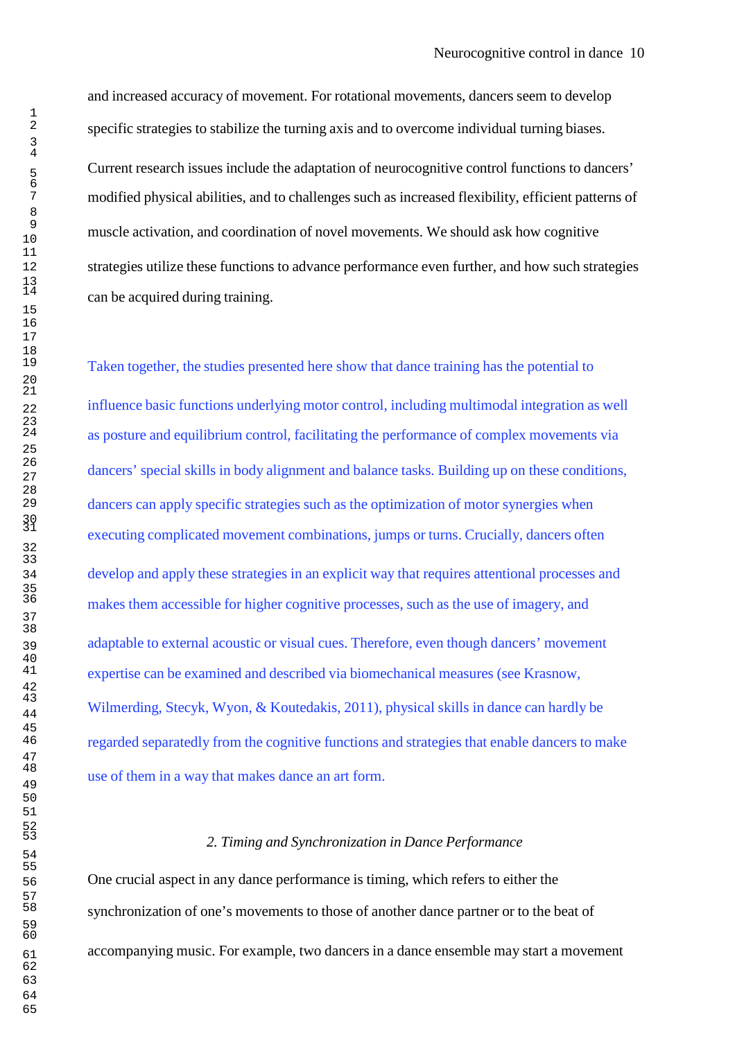and increased accuracy of movement. For rotational movements, dancers seem to develop specific strategies to stabilize the turning axis and to overcome individual turning biases.

Current research issues include the adaptation of neurocognitive control functions to dancers' modified physical abilities, and to challenges such as increased flexibility, efficient patterns of muscle activation, and coordination of novel movements. We should ask how cognitive strategies utilize these functions to advance performance even further, and how such strategies can be acquired during training.

Taken together, the studies presented here show that dance training has the potential to influence basic functions underlying motor control, including multimodal integration as well as posture and equilibrium control, facilitating the performance of complex movements via dancers' special skills in body alignment and balance tasks. Building up on these conditions, dancers can apply specific strategies such as the optimization of motor synergies when executing complicated movement combinations, jumps or turns. Crucially, dancers often develop and apply these strategies in an explicit way that requires attentional processes and makes them accessible for higher cognitive processes, such as the use of imagery, and adaptable to external acoustic or visual cues. Therefore, even though dancers' movement expertise can be examined and described via biomechanical measures (see Krasnow, Wilmerding, Stecyk, Wyon, & Koutedakis, 2011), physical skills in dance can hardly be regarded separatedly from the cognitive functions and strategies that enable dancers to make use of them in a way that makes dance an art form.

## *2. Timing and Synchronization in Dance Performance*

One crucial aspect in any dance performance is timing, which refers to either the synchronization of one's movements to those of another dance partner or to the beat of accompanying music. For example, two dancers in a dance ensemble may start a movement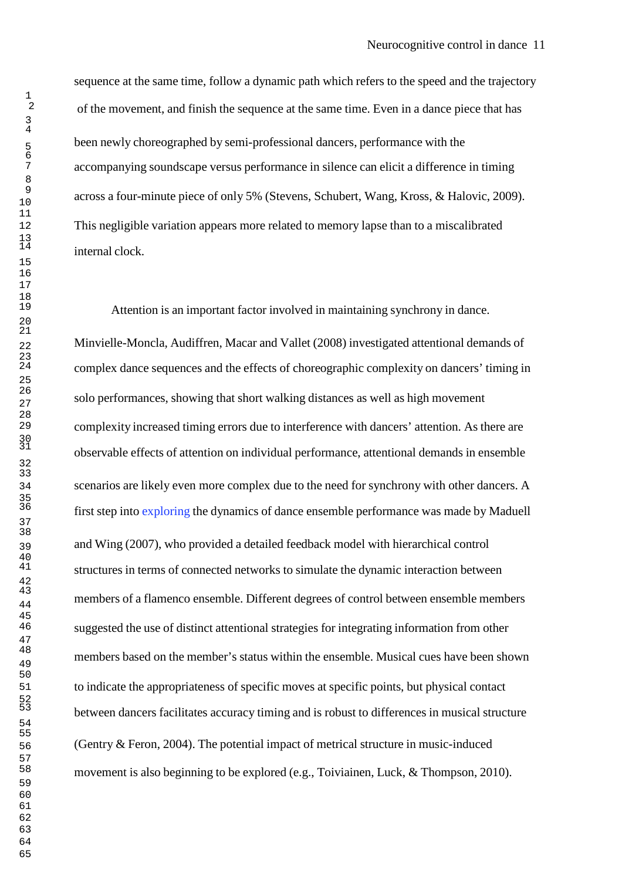sequence at the same time, follow a dynamic path which refers to the speed and the trajectory of the movement, and finish the sequence at the same time. Even in a dance piece that has been newly choreographed by semi-professional dancers, performance with the accompanying soundscape versus performance in silence can elicit a difference in timing across a four-minute piece of only 5% (Stevens, Schubert, Wang, Kross, & Halovic, 2009). This negligible variation appears more related to memory lapse than to a miscalibrated internal clock.

Attention is an important factor involved in maintaining synchrony in dance. Minvielle-Moncla, Audiffren, Macar and Vallet (2008) investigated attentional demands of complex dance sequences and the effects of choreographic complexity on dancers' timing in solo performances, showing that short walking distances as well as high movement complexity increased timing errors due to interference with dancers' attention. As there are observable effects of attention on individual performance, attentional demands in ensemble scenarios are likely even more complex due to the need for synchrony with other dancers. A first step into exploring the dynamics of dance ensemble performance was made by Maduell and Wing (2007), who provided a detailed feedback model with hierarchical control structures in terms of connected networks to simulate the dynamic interaction between members of a flamenco ensemble. Different degrees of control between ensemble members suggested the use of distinct attentional strategies for integrating information from other members based on the member's status within the ensemble. Musical cues have been shown to indicate the appropriateness of specific moves at specific points, but physical contact between dancers facilitates accuracy timing and is robust to differences in musical structure (Gentry & Feron, 2004). The potential impact of metrical structure in music-induced movement is also beginning to be explored (e.g., Toiviainen, Luck, & Thompson, 2010).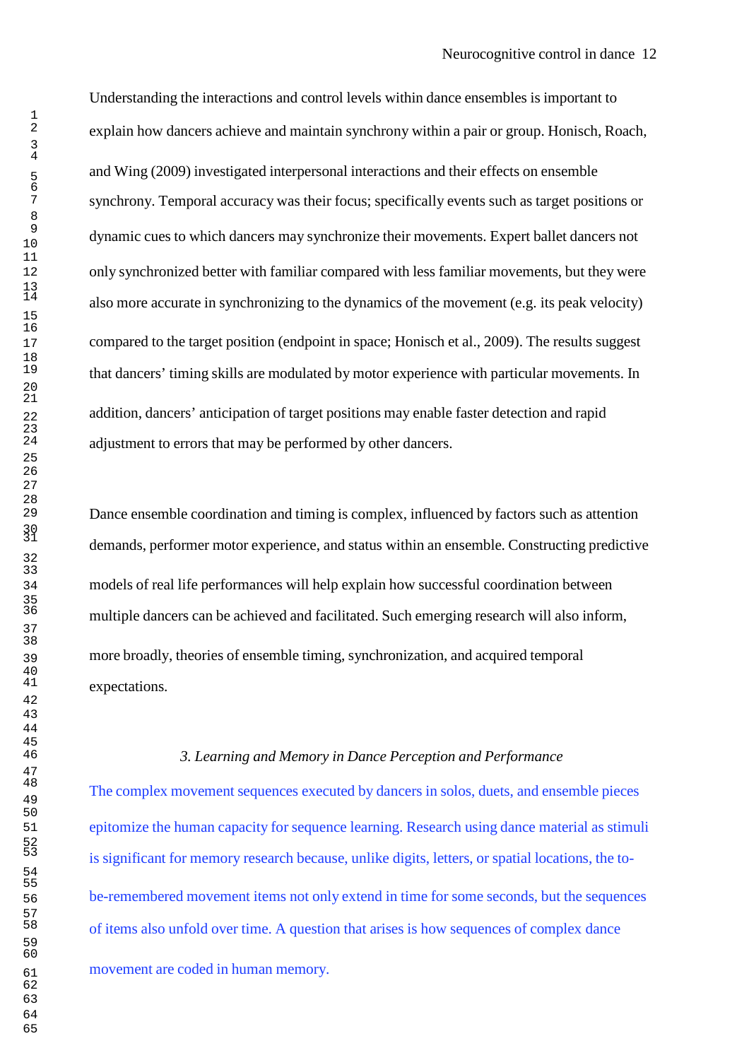Understanding the interactions and control levels within dance ensembles is important to explain how dancers achieve and maintain synchrony within a pair or group. Honisch, Roach, and Wing (2009) investigated interpersonal interactions and their effects on ensemble synchrony. Temporal accuracy was their focus; specifically events such as target positions or dynamic cues to which dancers may synchronize their movements. Expert ballet dancers not only synchronized better with familiar compared with less familiar movements, but they were also more accurate in synchronizing to the dynamics of the movement (e.g. its peak velocity) compared to the target position (endpoint in space; Honisch et al., 2009). The results suggest that dancers' timing skills are modulated by motor experience with particular movements. In addition, dancers' anticipation of target positions may enable faster detection and rapid adjustment to errors that may be performed by other dancers.

Dance ensemble coordination and timing is complex, influenced by factors such as attention demands, performer motor experience, and status within an ensemble. Constructing predictive models of real life performances will help explain how successful coordination between multiple dancers can be achieved and facilitated. Such emerging research will also inform, more broadly, theories of ensemble timing, synchronization, and acquired temporal expectations.

### *3. Learning and Memory in Dance Perception and Performance*

The complex movement sequences executed by dancers in solos, duets, and ensemble pieces epitomize the human capacity for sequence learning. Research using dance material as stimuli is significant for memory research because, unlike digits, letters, or spatial locations, the to-be-remembered movement items not only extend in time for some seconds, but the sequences of items also unfold over time. A question that arises is how sequences of complex dance movement are coded in human memory.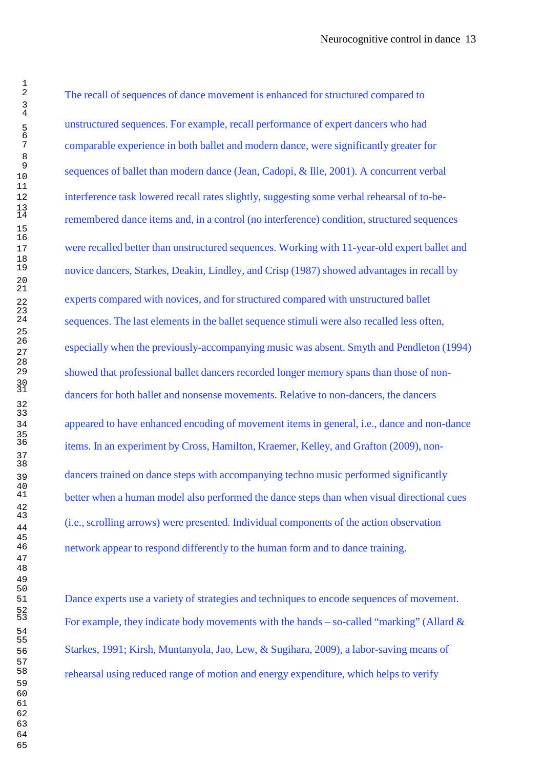The recall of sequences of dance movement is enhanced for structured compared to unstructured sequences. For example, recall performance of expert dancers who had comparable experience in both ballet and modern dance, were significantly greater for sequences of ballet than modern dance (Jean, Cadopi, & Ille, 2001). A concurrent verbal interference task lowered recall rates slightly, suggesting some verbal rehearsal of to-be-remembered dance items and, in a control (no interference) condition, structured sequences were recalled better than unstructured sequences. Working with 11-year-old expert ballet and novice dancers, Starkes, Deakin, Lindley, and Crisp (1987) showed advantages in recall by experts compared with novices, and for structured compared with unstructured ballet sequences. The last elements in the ballet sequence stimuli were also recalled less often, especially when the previously-accompanying music was absent. Smyth and Pendleton (1994) showed that professional ballet dancers recorded longer memory spans than those of non-dancers for both ballet and nonsense movements. Relative to non-dancers, the dancers appeared to have enhanced encoding of movement items in general, i.e., dance and non-dance items. In an experiment by Cross, Hamilton, Kraemer, Kelley, and Grafton (2009), non-dancers trained on dance steps with accompanying techno music performed significantly better when a human model also performed the dance steps than when visual directional cues (i.e., scrolling arrows) were presented. Individual components of the action observation network appear to respond differently to the human form and to dance training.

Dance experts use a variety of strategies and techniques to encode sequences of movement. For example, they indicate body movements with the hands – so-called "marking" (Allard & Starkes, 1991; Kirsh, Muntanyola, Jao, Lew, & Sugihara, 2009), a labor-saving means of rehearsal using reduced range of motion and energy expenditure, which helps to verify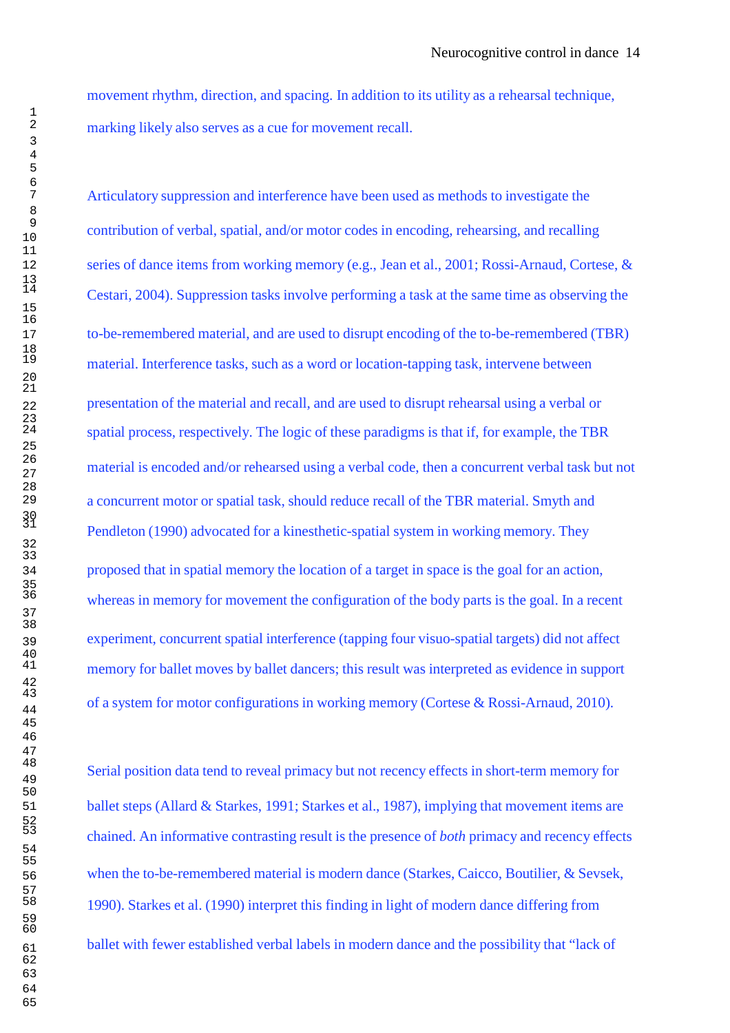movement rhythm, direction, and spacing. In addition to its utility as a rehearsal technique, marking likely also serves as a cue for movement recall.

Articulatory suppression and interference have been used as methods to investigate the contribution of verbal, spatial, and/or motor codes in encoding, rehearsing, and recalling series of dance items from working memory (e.g., Jean et al., 2001; Rossi-Arnaud, Cortese, & Cestari, 2004). Suppression tasks involve performing a task at the same time as observing the to-be-remembered material, and are used to disrupt encoding of the to-be-remembered (TBR) material. Interference tasks, such as a word or location-tapping task, intervene between presentation of the material and recall, and are used to disrupt rehearsal using a verbal or spatial process, respectively. The logic of these paradigms is that if, for example, the TBR material is encoded and/or rehearsed using a verbal code, then a concurrent verbal task but not a concurrent motor or spatial task, should reduce recall of the TBR material. Smyth and Pendleton (1990) advocated for a kinesthetic-spatial system in working memory. They proposed that in spatial memory the location of a target in space is the goal for an action, whereas in memory for movement the configuration of the body parts is the goal. In a recent experiment, concurrent spatial interference (tapping four visuo-spatial targets) did not affect memory for ballet moves by ballet dancers; this result was interpreted as evidence in support of a system for motor configurations in working memory (Cortese & Rossi-Arnaud, 2010).

Serial position data tend to reveal primacy but not recency effects in short-term memory for ballet steps (Allard & Starkes, 1991; Starkes et al., 1987), implying that movement items are chained. An informative contrasting result is the presence of *both* primacy and recency effects when the to-be-remembered material is modern dance (Starkes, Caicco, Boutilier, & Sevsek, 1990). Starkes et al. (1990) interpret this finding in light of modern dance differing from ballet with fewer established verbal labels in modern dance and the possibility that "lack of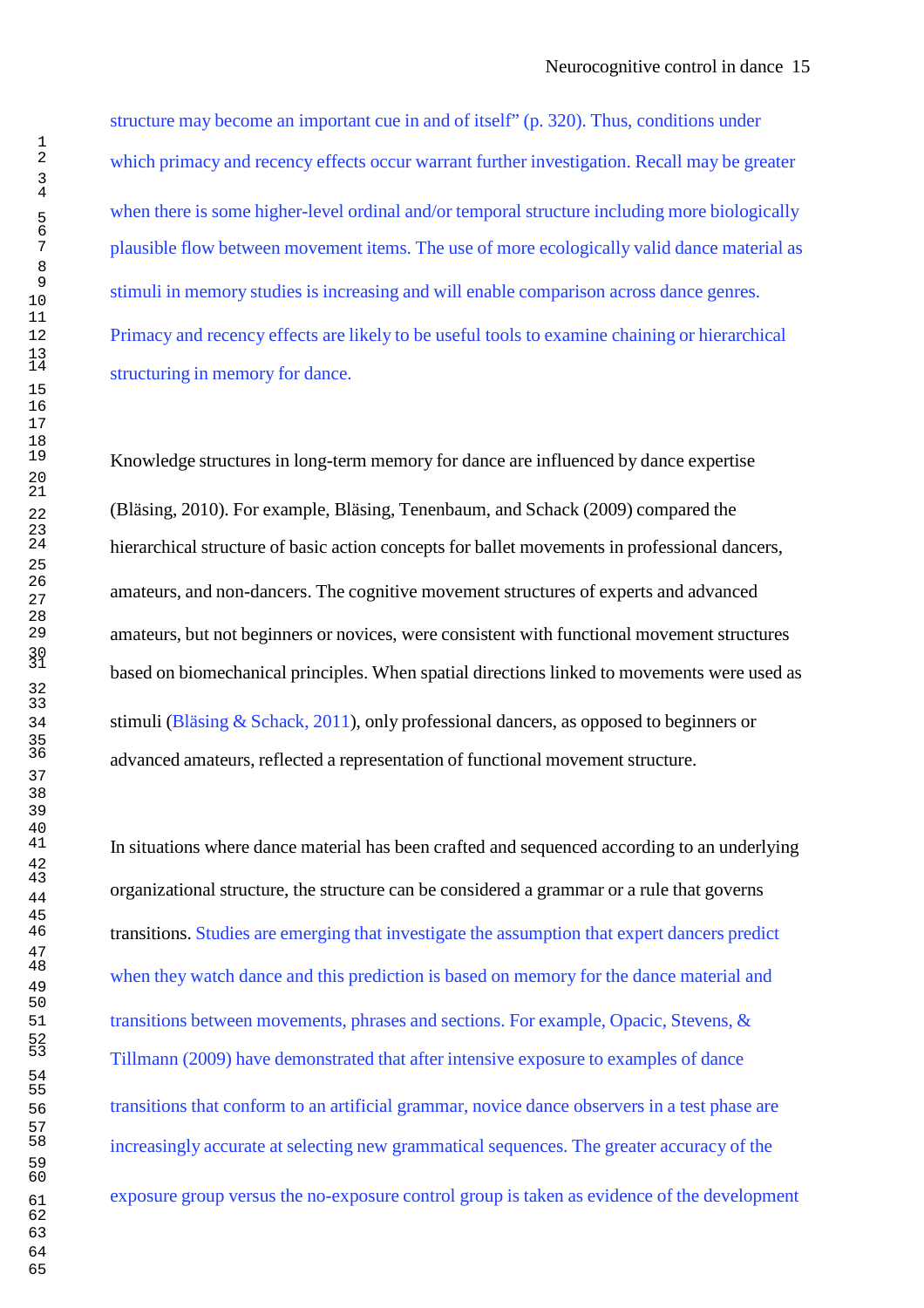structure may become an important cue in and of itself" (p. 320). Thus, conditions under which primacy and recency effects occur warrant further investigation. Recall may be greater when there is some higher-level ordinal and/or temporal structure including more biologically plausible flow between movement items. The use of more ecologically valid dance material as stimuli in memory studies is increasing and will enable comparison across dance genres. Primacy and recency effects are likely to be useful tools to examine chaining or hierarchical structuring in memory for dance.

Knowledge structures in long-term memory for dance are influenced by dance expertise (Bläsing, 2010). For example, Bläsing, Tenenbaum, and Schack (2009) compared the hierarchical structure of basic action concepts for ballet movements in professional dancers, amateurs, and non-dancers. The cognitive movement structures of experts and advanced amateurs, but not beginners or novices, were consistent with functional movement structures based on biomechanical principles. When spatial directions linked to movements were used as stimuli (Bläsing & Schack, 2011), only professional dancers, as opposed to beginners or advanced amateurs, reflected a representation of functional movement structure.

In situations where dance material has been crafted and sequenced according to an underlying organizational structure, the structure can be considered a grammar or a rule that governs transitions. Studies are emerging that investigate the assumption that expert dancers predict when they watch dance and this prediction is based on memory for the dance material and transitions between movements, phrases and sections. For example, Opacic, Stevens, & Tillmann (2009) have demonstrated that after intensive exposure to examples of dance transitions that conform to an artificial grammar, novice dance observers in a test phase are increasingly accurate at selecting new grammatical sequences. The greater accuracy of the exposure group versus the no-exposure control group is taken as evidence of the development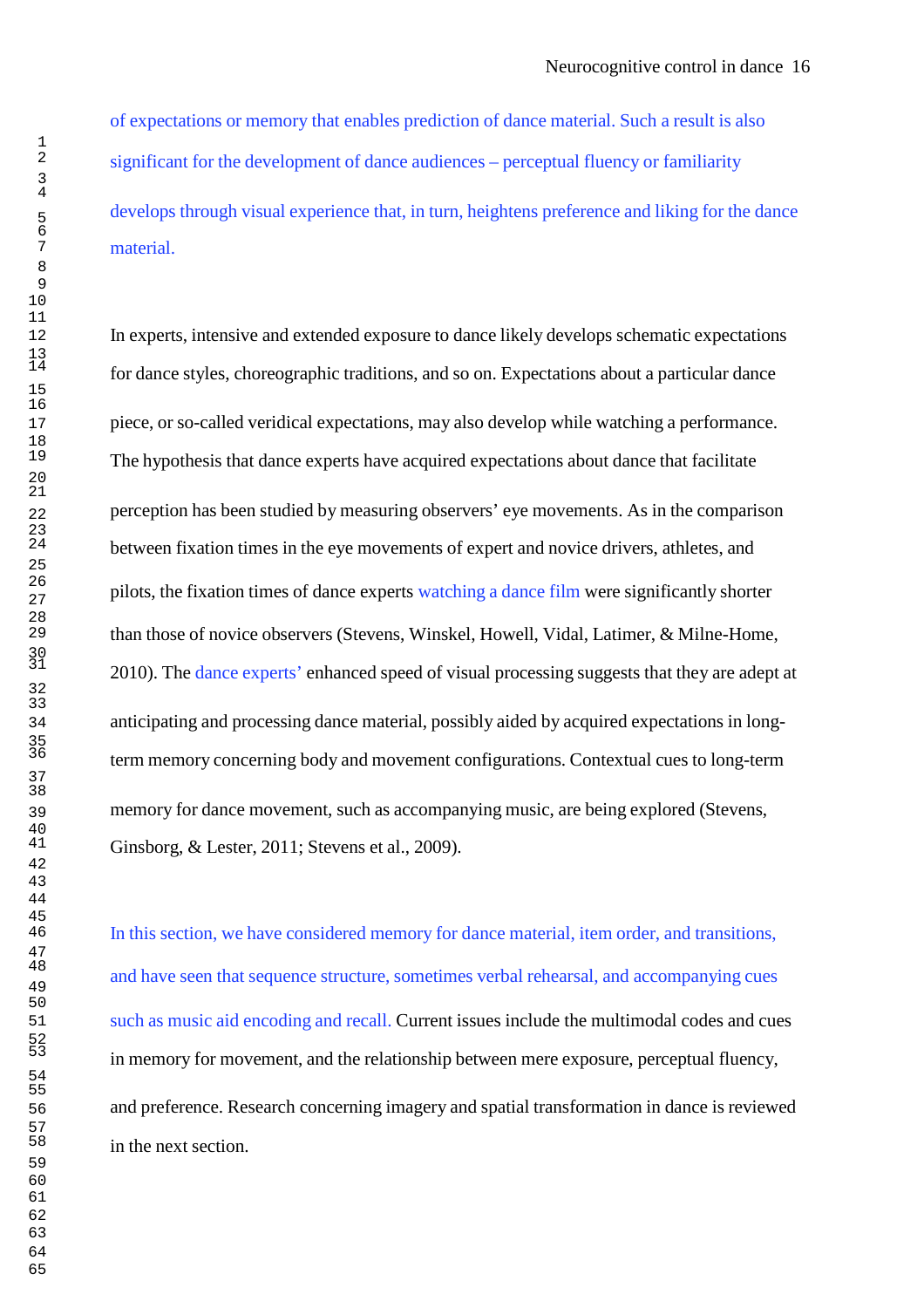of expectations or memory that enables prediction of dance material. Such a result is also significant for the development of dance audiences – perceptual fluency or familiarity develops through visual experience that, in turn, heightens preference and liking for the dance material.

In experts, intensive and extended exposure to dance likely develops schematic expectations for dance styles, choreographic traditions, and so on. Expectations about a particular dance piece, or so-called veridical expectations, may also develop while watching a performance. The hypothesis that dance experts have acquired expectations about dance that facilitate perception has been studied by measuring observers' eye movements. As in the comparison between fixation times in the eye movements of expert and novice drivers, athletes, and pilots, the fixation times of dance experts watching a dance film were significantly shorter than those of novice observers (Stevens, Winskel, Howell, Vidal, Latimer, & Milne-Home, 2010). The dance experts' enhanced speed of visual processing suggests that they are adept at anticipating and processing dance material, possibly aided by acquired expectations in long-term memory concerning body and movement configurations. Contextual cues to long-term memory for dance movement, such as accompanying music, are being explored (Stevens, Ginsborg, & Lester, 2011; Stevens et al., 2009).

In this section, we have considered memory for dance material, item order, and transitions, and have seen that sequence structure, sometimes verbal rehearsal, and accompanying cues such as music aid encoding and recall. Current issues include the multimodal codes and cues in memory for movement, and the relationship between mere exposure, perceptual fluency, and preference. Research concerning imagery and spatial transformation in dance is reviewed in the next section.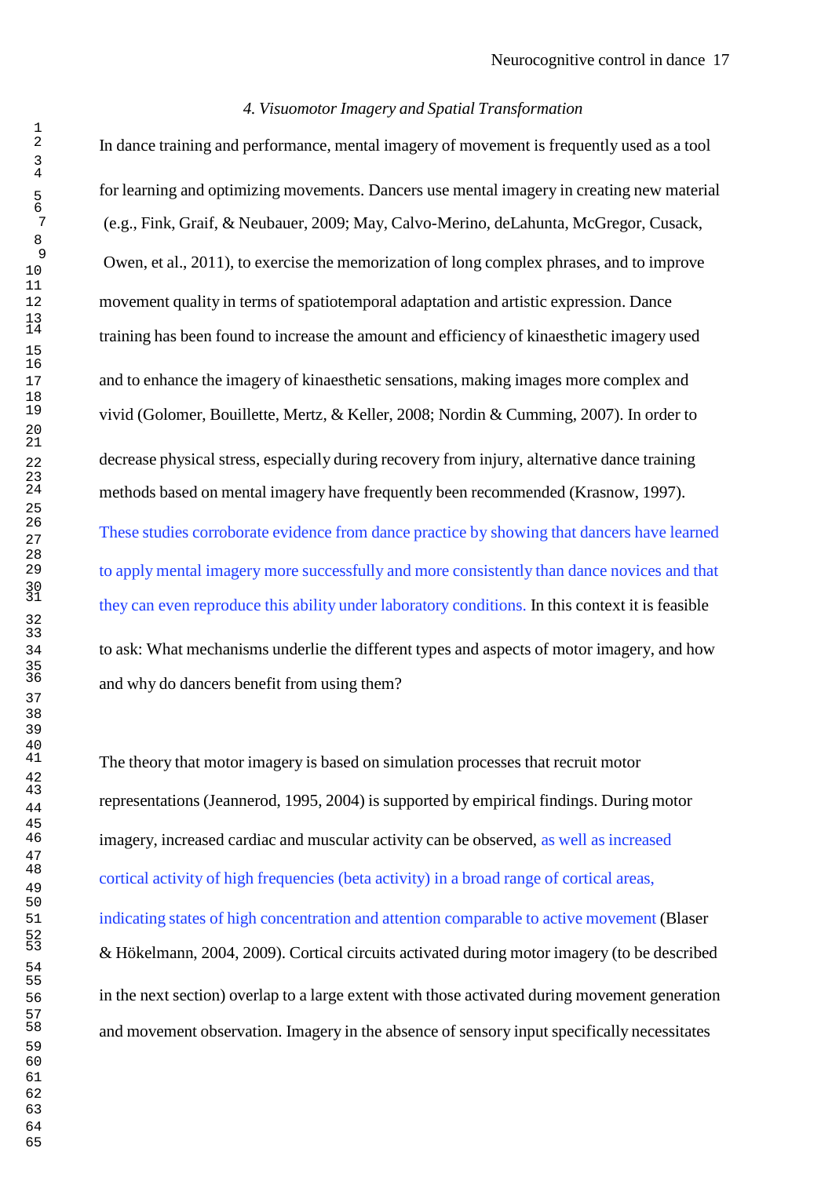### *4. Visuomotor Imagery and Spatial Transformation*

In dance training and performance, mental imagery of movement is frequently used as a tool for learning and optimizing movements. Dancers use mental imagery in creating new material (e.g., Fink, Graif, & Neubauer, 2009; May, Calvo-Merino, deLahunta, McGregor, Cusack, Owen, et al., 2011), to exercise the memorization of long complex phrases, and to improve movement quality in terms of spatiotemporal adaptation and artistic expression. Dance training has been found to increase the amount and efficiency of kinaesthetic imagery used and to enhance the imagery of kinaesthetic sensations, making images more complex and vivid (Golomer, Bouillette, Mertz, & Keller, 2008; Nordin & Cumming, 2007). In order to decrease physical stress, especially during recovery from injury, alternative dance training methods based on mental imagery have frequently been recommended (Krasnow, 1997). These studies corroborate evidence from dance practice by showing that dancers have learned to apply mental imagery more successfully and more consistently than dance novices and that they can even reproduce this ability under laboratory conditions. In this context it is feasible to ask: What mechanisms underlie the different types and aspects of motor imagery, and how and why do dancers benefit from using them?

The theory that motor imagery is based on simulation processes that recruit motor representations (Jeannerod, 1995, 2004) is supported by empirical findings. During motor imagery, increased cardiac and muscular activity can be observed, as well as increased cortical activity of high frequencies (beta activity) in a broad range of cortical areas, indicating states of high concentration and attention comparable to active movement (Blaser & Hökelmann, 2004, 2009). Cortical circuits activated during motor imagery (to be described in the next section) overlap to a large extent with those activated during movement generation and movement observation. Imagery in the absence of sensory input specifically necessitates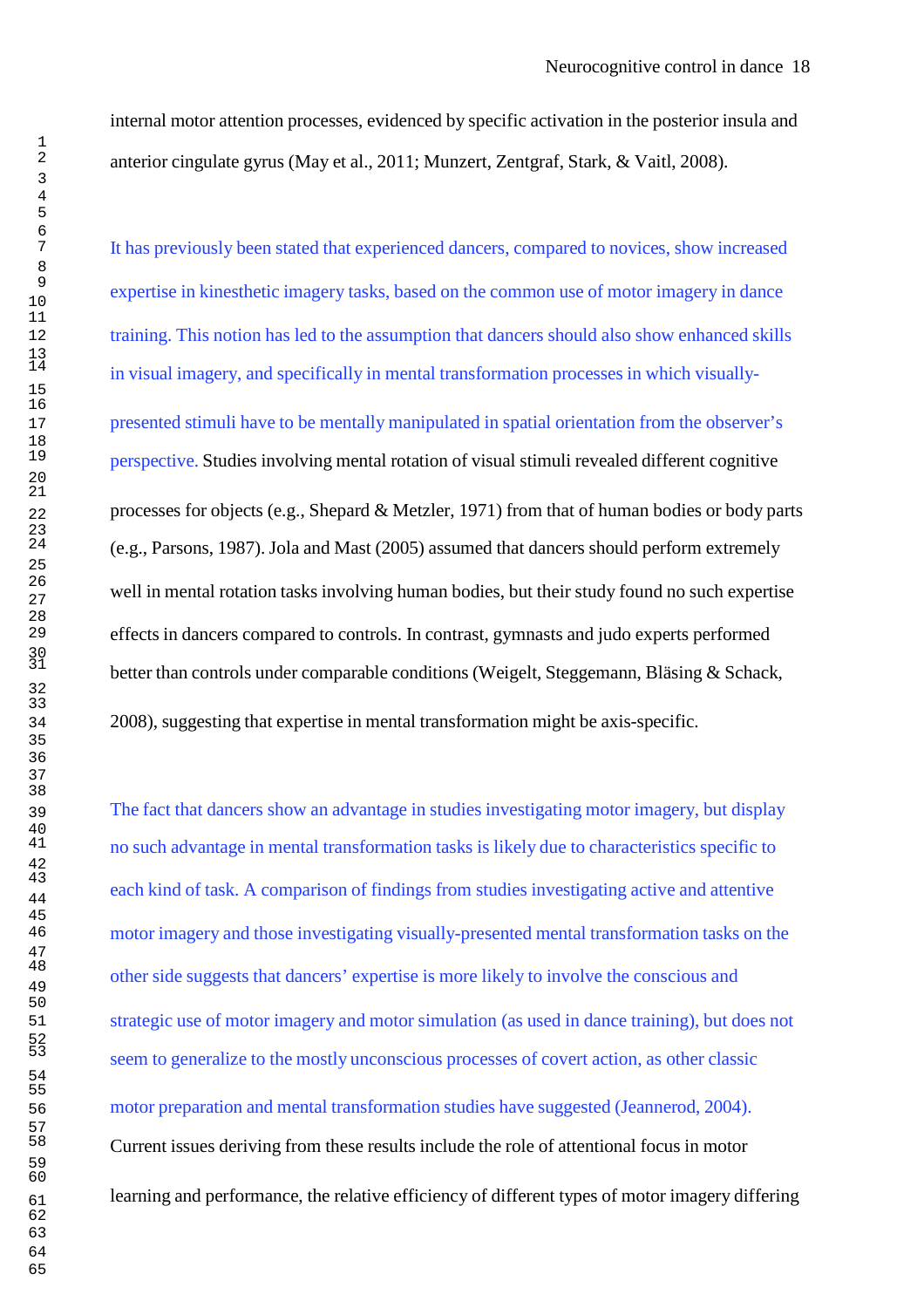internal motor attention processes, evidenced by specific activation in the posterior insula and anterior cingulate gyrus (May et al., 2011; Munzert, Zentgraf, Stark, & Vaitl, 2008).

It has previously been stated that experienced dancers, compared to novices, show increased expertise in kinesthetic imagery tasks, based on the common use of motor imagery in dance training. This notion has led to the assumption that dancers should also show enhanced skills in visual imagery, and specifically in mental transformation processes in which visually-presented stimuli have to be mentally manipulated in spatial orientation from the observer's perspective. Studies involving mental rotation of visual stimuli revealed different cognitive processes for objects (e.g., Shepard & Metzler, 1971) from that of human bodies or body parts (e.g., Parsons, 1987). Jola and Mast (2005) assumed that dancers should perform extremely well in mental rotation tasks involving human bodies, but their study found no such expertise effects in dancers compared to controls. In contrast, gymnasts and judo experts performed better than controls under comparable conditions (Weigelt, Steggemann, Bläsing & Schack, 2008), suggesting that expertise in mental transformation might be axis-specific.

The fact that dancers show an advantage in studies investigating motor imagery, but display no such advantage in mental transformation tasks is likely due to characteristics specific to each kind of task. A comparison of findings from studies investigating active and attentive motor imagery and those investigating visually-presented mental transformation tasks on the other side suggests that dancers' expertise is more likely to involve the conscious and strategic use of motor imagery and motor simulation (as used in dance training), but does not seem to generalize to the mostly unconscious processes of covert action, as other classic motor preparation and mental transformation studies have suggested (Jeannerod, 2004). Current issues deriving from these results include the role of attentional focus in motor learning and performance, the relative efficiency of different types of motor imagery differing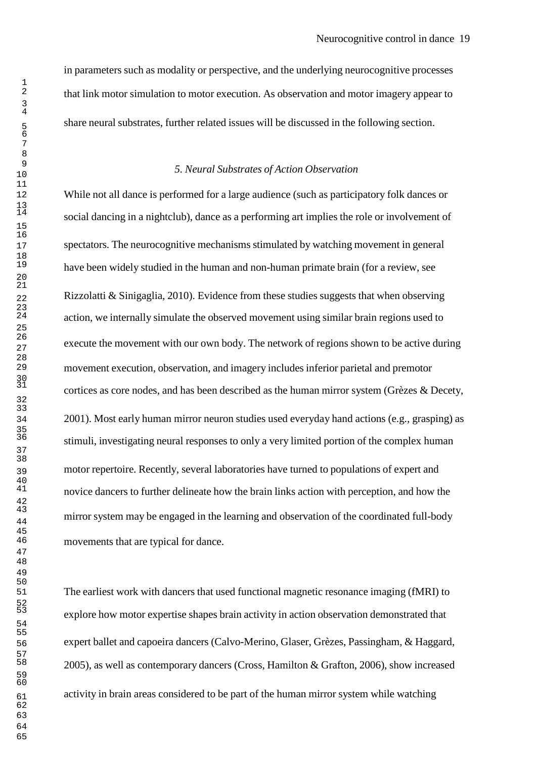in parameters such as modality or perspective, and the underlying neurocognitive processes that link motor simulation to motor execution. As observation and motor imagery appear to share neural substrates, further related issues will be discussed in the following section.

## *5. Neural Substrates of Action Observation*

While not all dance is performed for a large audience (such as participatory folk dances or social dancing in a nightclub), dance as a performing art implies the role or involvement of spectators. The neurocognitive mechanisms stimulated by watching movement in general have been widely studied in the human and non-human primate brain (for a review, see Rizzolatti & Sinigaglia, 2010). Evidence from these studies suggests that when observing action, we internally simulate the observed movement using similar brain regions used to execute the movement with our own body. The network of regions shown to be active during movement execution, observation, and imagery includes inferior parietal and premotor cortices as core nodes, and has been described as the human mirror system (Grèzes & Decety, 2001). Most early human mirror neuron studies used everyday hand actions (e.g., grasping) as stimuli, investigating neural responses to only a very limited portion of the complex human motor repertoire. Recently, several laboratories have turned to populations of expert and novice dancers to further delineate how the brain links action with perception, and how the mirror system may be engaged in the learning and observation of the coordinated full-body movements that are typical for dance.

The earliest work with dancers that used functional magnetic resonance imaging (fMRI) to explore how motor expertise shapes brain activity in action observation demonstrated that expert ballet and capoeira dancers (Calvo-Merino, Glaser, Grèzes, Passingham, & Haggard, 2005), as well as contemporary dancers (Cross, Hamilton & Grafton, 2006), show increased activity in brain areas considered to be part of the human mirror system while watching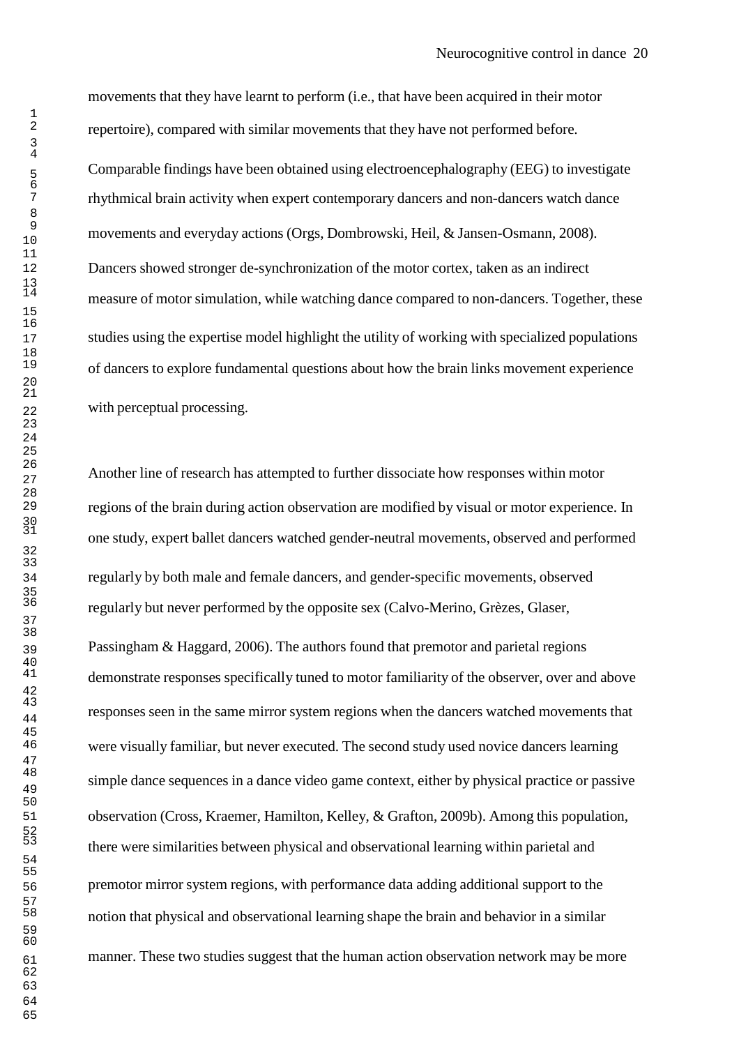movements that they have learnt to perform (i.e., that have been acquired in their motor repertoire), compared with similar movements that they have not performed before. Comparable findings have been obtained using electroencephalography (EEG) to investigate rhythmical brain activity when expert contemporary dancers and non-dancers watch dance movements and everyday actions (Orgs, Dombrowski, Heil, & Jansen-Osmann, 2008). Dancers showed stronger de-synchronization of the motor cortex, taken as an indirect measure of motor simulation, while watching dance compared to non-dancers. Together, these studies using the expertise model highlight the utility of working with specialized populations of dancers to explore fundamental questions about how the brain links movement experience with perceptual processing.

Another line of research has attempted to further dissociate how responses within motor regions of the brain during action observation are modified by visual or motor experience. In one study, expert ballet dancers watched gender-neutral movements, observed and performed regularly by both male and female dancers, and gender-specific movements, observed regularly but never performed by the opposite sex (Calvo-Merino, Grèzes, Glaser, Passingham & Haggard, 2006). The authors found that premotor and parietal regions demonstrate responses specifically tuned to motor familiarity of the observer, over and above responses seen in the same mirror system regions when the dancers watched movements that were visually familiar, but never executed. The second study used novice dancers learning simple dance sequences in a dance video game context, either by physical practice or passive observation (Cross, Kraemer, Hamilton, Kelley, & Grafton, 2009b). Among this population, there were similarities between physical and observational learning within parietal and premotor mirror system regions, with performance data adding additional support to the notion that physical and observational learning shape the brain and behavior in a similar manner. These two studies suggest that the human action observation network may be more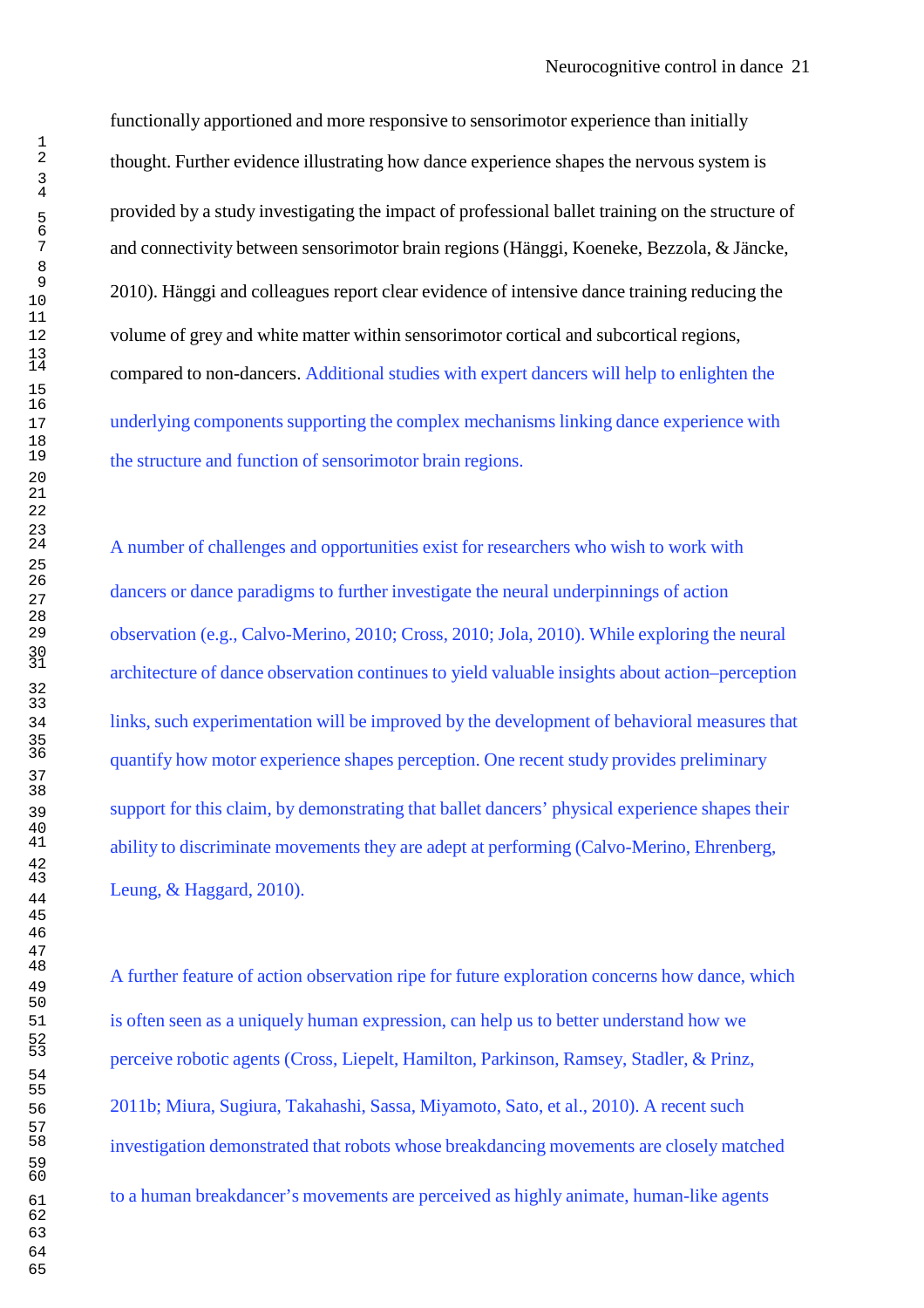functionally apportioned and more responsive to sensorimotor experience than initially thought. Further evidence illustrating how dance experience shapes the nervous system is provided by a study investigating the impact of professional ballet training on the structure of and connectivity between sensorimotor brain regions (Hänggi, Koeneke, Bezzola, & Jäncke, 2010). Hänggi and colleagues report clear evidence of intensive dance training reducing the volume of grey and white matter within sensorimotor cortical and subcortical regions, compared to non-dancers. Additional studies with expert dancers will help to enlighten the underlying components supporting the complex mechanisms linking dance experience with the structure and function of sensorimotor brain regions.

A number of challenges and opportunities exist for researchers who wish to work with dancers or dance paradigms to further investigate the neural underpinnings of action observation (e.g., Calvo-Merino, 2010; Cross, 2010; Jola, 2010). While exploring the neural architecture of dance observation continues to yield valuable insights about action–perception links, such experimentation will be improved by the development of behavioral measures that quantify how motor experience shapes perception. One recent study provides preliminary support for this claim, by demonstrating that ballet dancers' physical experience shapes their ability to discriminate movements they are adept at performing (Calvo-Merino, Ehrenberg, Leung, & Haggard, 2010).

A further feature of action observation ripe for future exploration concerns how dance, which is often seen as a uniquely human expression, can help us to better understand how we perceive robotic agents (Cross, Liepelt, Hamilton, Parkinson, Ramsey, Stadler, & Prinz, 2011b; Miura, Sugiura, Takahashi, Sassa, Miyamoto, Sato, et al., 2010). A recent such investigation demonstrated that robots whose breakdancing movements are closely matched to a human breakdancer's movements are perceived as highly animate, human-like agents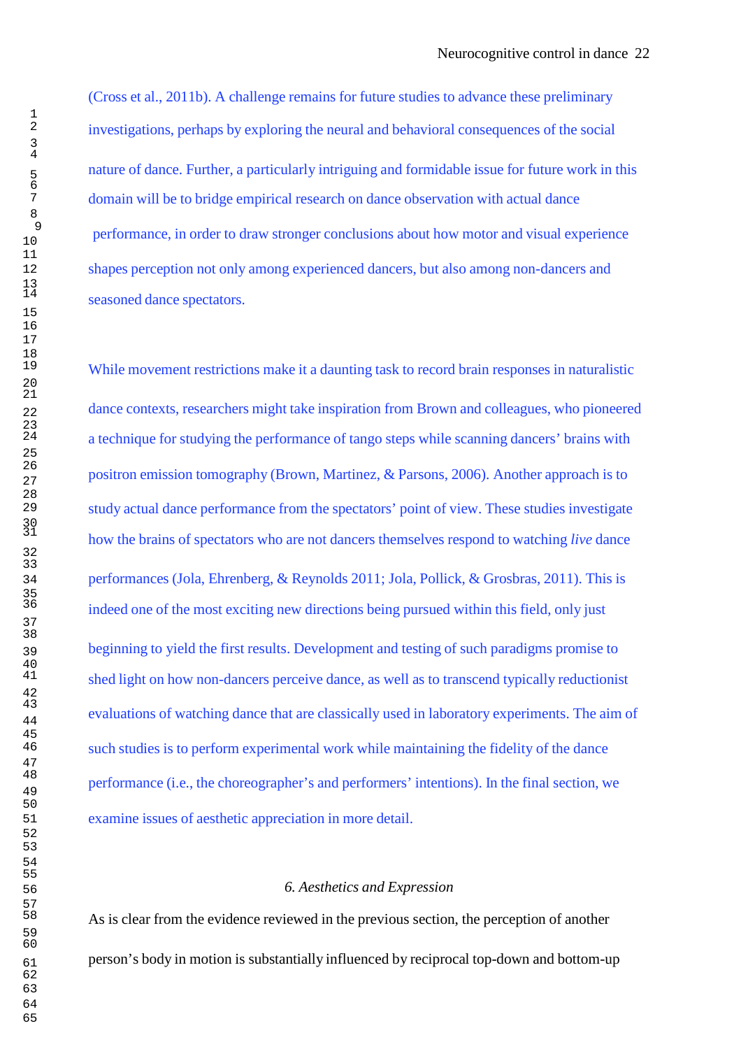(Cross et al., 2011b). A challenge remains for future studies to advance these preliminary investigations, perhaps by exploring the neural and behavioral consequences of the social nature of dance. Further, a particularly intriguing and formidable issue for future work in this domain will be to bridge empirical research on dance observation with actual dance performance, in order to draw stronger conclusions about how motor and visual experience shapes perception not only among experienced dancers, but also among non-dancers and seasoned dance spectators.

While movement restrictions make it a daunting task to record brain responses in naturalistic dance contexts, researchers might take inspiration from Brown and colleagues, who pioneered a technique for studying the performance of tango steps while scanning dancers' brains with positron emission tomography (Brown, Martinez, & Parsons, 2006). Another approach is to study actual dance performance from the spectators' point of view. These studies investigate how the brains of spectators who are not dancers themselves respond to watching *live* dance performances (Jola, Ehrenberg, & Reynolds 2011; Jola, Pollick, & Grosbras, 2011). This is indeed one of the most exciting new directions being pursued within this field, only just beginning to yield the first results. Development and testing of such paradigms promise to shed light on how non-dancers perceive dance, as well as to transcend typically reductionist evaluations of watching dance that are classically used in laboratory experiments. The aim of such studies is to perform experimental work while maintaining the fidelity of the dance performance (i.e., the choreographer's and performers' intentions). In the final section, we examine issues of aesthetic appreciation in more detail.

## *6. Aesthetics and Expression*

As is clear from the evidence reviewed in the previous section, the perception of another person's body in motion is substantially influenced by reciprocal top-down and bottom-up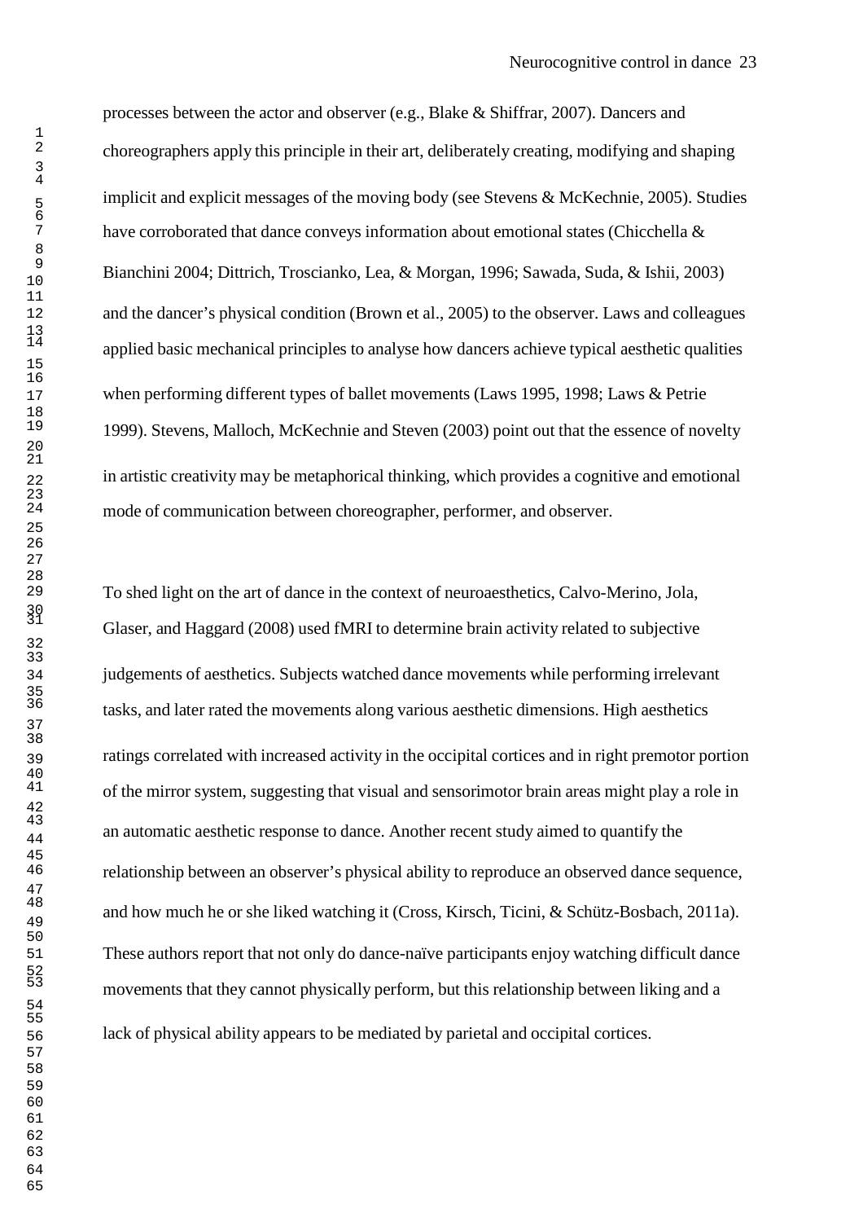processes between the actor and observer (e.g., Blake & Shiffrar, 2007). Dancers and choreographers apply this principle in their art, deliberately creating, modifying and shaping implicit and explicit messages of the moving body (see Stevens & McKechnie, 2005). Studies have corroborated that dance conveys information about emotional states (Chicchella & Bianchini 2004; Dittrich, Troscianko, Lea, & Morgan, 1996; Sawada, Suda, & Ishii, 2003) and the dancer's physical condition (Brown et al., 2005) to the observer. Laws and colleagues applied basic mechanical principles to analyse how dancers achieve typical aesthetic qualities when performing different types of ballet movements (Laws 1995, 1998; Laws & Petrie 1999). Stevens, Malloch, McKechnie and Steven (2003) point out that the essence of novelty in artistic creativity may be metaphorical thinking, which provides a cognitive and emotional mode of communication between choreographer, performer, and observer.

To shed light on the art of dance in the context of neuroaesthetics, Calvo-Merino, Jola, Glaser, and Haggard (2008) used fMRI to determine brain activity related to subjective judgements of aesthetics. Subjects watched dance movements while performing irrelevant tasks, and later rated the movements along various aesthetic dimensions. High aesthetics ratings correlated with increased activity in the occipital cortices and in right premotor portion of the mirror system, suggesting that visual and sensorimotor brain areas might play a role in an automatic aesthetic response to dance. Another recent study aimed to quantify the relationship between an observer's physical ability to reproduce an observed dance sequence, and how much he or she liked watching it (Cross, Kirsch, Ticini, & Schütz-Bosbach, 2011a). These authors report that not only do dance-naïve participants enjoy watching difficult dance movements that they cannot physically perform, but this relationship between liking and a lack of physical ability appears to be mediated by parietal and occipital cortices.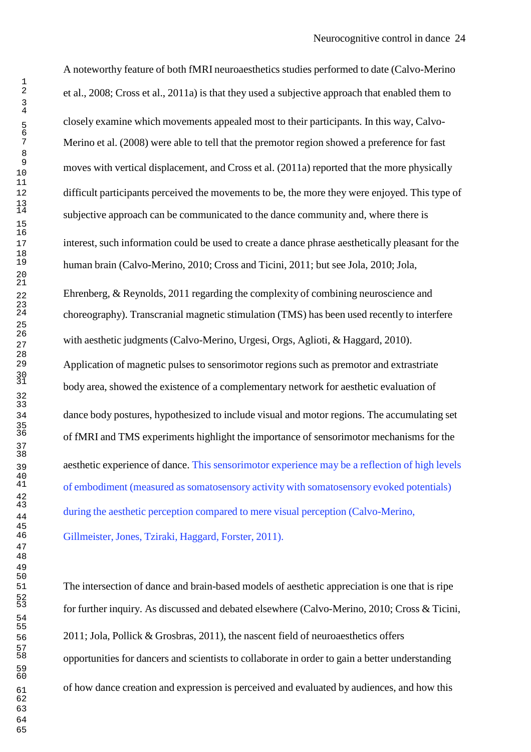A noteworthy feature of both fMRI neuroaesthetics studies performed to date (Calvo-Merino et al., 2008; Cross et al., 2011a) is that they used a subjective approach that enabled them to closely examine which movements appealed most to their participants. In this way, Calvo-Merino et al. (2008) were able to tell that the premotor region showed a preference for fast moves with vertical displacement, and Cross et al. (2011a) reported that the more physically difficult participants perceived the movements to be, the more they were enjoyed. This type of subjective approach can be communicated to the dance community and, where there is interest, such information could be used to create a dance phrase aesthetically pleasant for the human brain (Calvo-Merino, 2010; Cross and Ticini, 2011; but see Jola, 2010; Jola, Ehrenberg, & Reynolds, 2011 regarding the complexity of combining neuroscience and choreography). Transcranial magnetic stimulation (TMS) has been used recently to interfere with aesthetic judgments (Calvo-Merino, Urgesi, Orgs, Aglioti, & Haggard, 2010). Application of magnetic pulses to sensorimotor regions such as premotor and extrastriate body area, showed the existence of a complementary network for aesthetic evaluation of dance body postures, hypothesized to include visual and motor regions. The accumulating set of fMRI and TMS experiments highlight the importance of sensorimotor mechanisms for the aesthetic experience of dance. This sensorimotor experience may be a reflection of high levels of embodiment (measured as somatosensory activity with somatosensory evoked potentials) during the aesthetic perception compared to mere visual perception (Calvo-Merino, Gillmeister, Jones, Tziraki, Haggard, Forster, 2011).

The intersection of dance and brain-based models of aesthetic appreciation is one that is ripe for further inquiry. As discussed and debated elsewhere (Calvo-Merino, 2010; Cross & Ticini, 2011; Jola, Pollick & Grosbras, 2011), the nascent field of neuroaesthetics offers opportunities for dancers and scientists to collaborate in order to gain a better understanding of how dance creation and expression is perceived and evaluated by audiences, and how this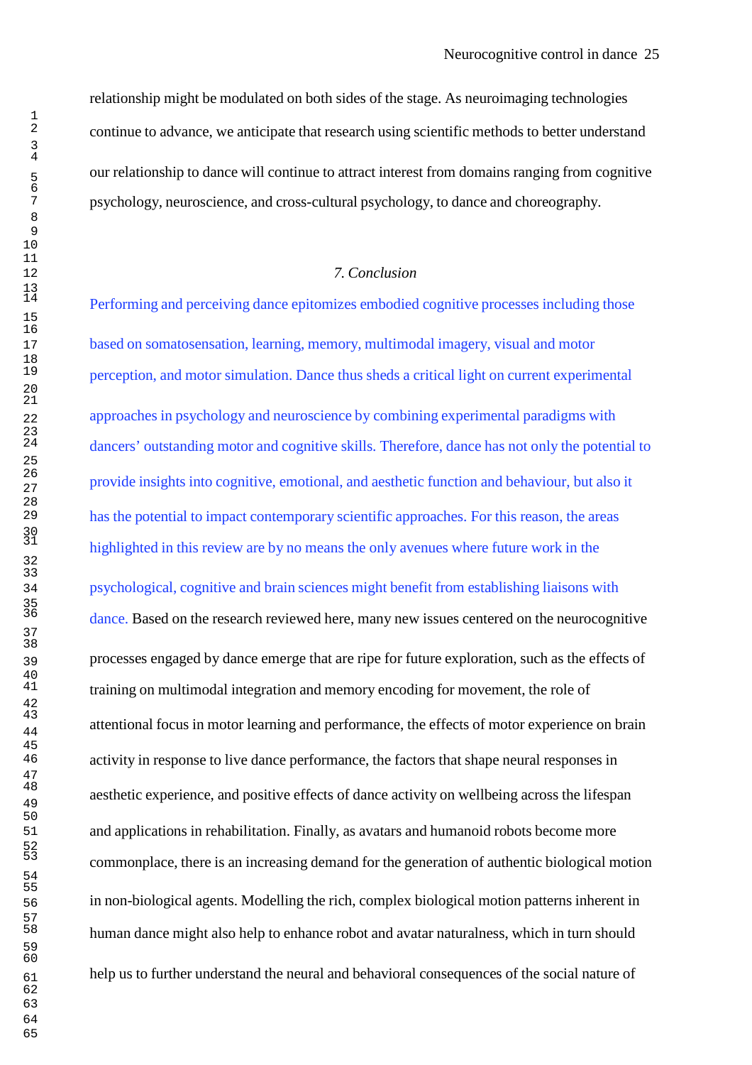relationship might be modulated on both sides of the stage. As neuroimaging technologies continue to advance, we anticipate that research using scientific methods to better understand our relationship to dance will continue to attract interest from domains ranging from cognitive psychology, neuroscience, and cross-cultural psychology, to dance and choreography.

## *7. Conclusion*

Performing and perceiving dance epitomizes embodied cognitive processes including those based on somatosensation, learning, memory, multimodal imagery, visual and motor perception, and motor simulation. Dance thus sheds a critical light on current experimental approaches in psychology and neuroscience by combining experimental paradigms with dancers' outstanding motor and cognitive skills. Therefore, dance has not only the potential to provide insights into cognitive, emotional, and aesthetic function and behaviour, but also it has the potential to impact contemporary scientific approaches. For this reason, the areas highlighted in this review are by no means the only avenues where future work in the psychological, cognitive and brain sciences might benefit from establishing liaisons with dance. Based on the research reviewed here, many new issues centered on the neurocognitive processes engaged by dance emerge that are ripe for future exploration, such as the effects of training on multimodal integration and memory encoding for movement, the role of attentional focus in motor learning and performance, the effects of motor experience on brain activity in response to live dance performance, the factors that shape neural responses in aesthetic experience, and positive effects of dance activity on wellbeing across the lifespan and applications in rehabilitation. Finally, as avatars and humanoid robots become more commonplace, there is an increasing demand for the generation of authentic biological motion in non-biological agents. Modelling the rich, complex biological motion patterns inherent in human dance might also help to enhance robot and avatar naturalness, which in turn should help us to further understand the neural and behavioral consequences of the social nature of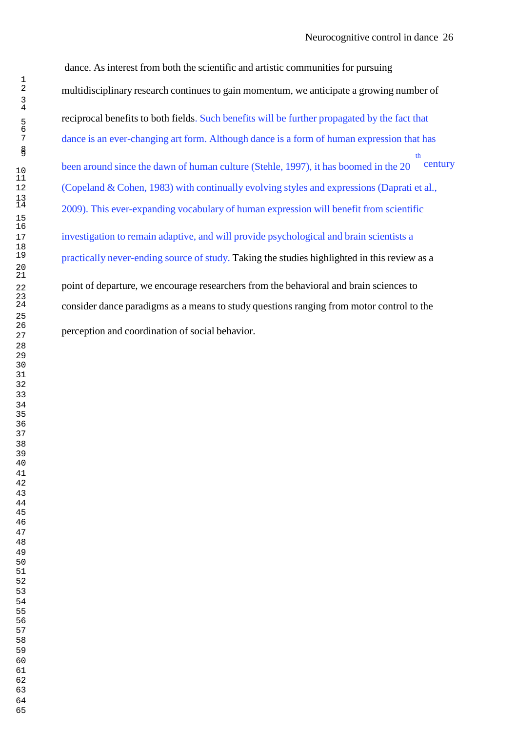dance. As interest from both the scientific and artistic communities for pursuing multidisciplinary research continues to gain momentum, we anticipate a growing number of reciprocal benefits to both fields. Such benefits will be further propagated by the fact that dance is an ever-changing art form. Although dance is a form of human expression that has been around since the dawn of human culture (Stehle, 1997), it has boomed in the 20th century (Copeland & Cohen, 1983) with continually evolving styles and expressions (Daprati et al., 2009). This ever-expanding vocabulary of human expression will benefit from scientific investigation to remain adaptive, and will provide psychological and brain scientists a practically never-ending source of study. Taking the studies highlighted in this review as a point of departure, we encourage researchers from the behavioral and brain sciences to consider dance paradigms as a means to study questions ranging from motor control to the perception and coordination of social behavior.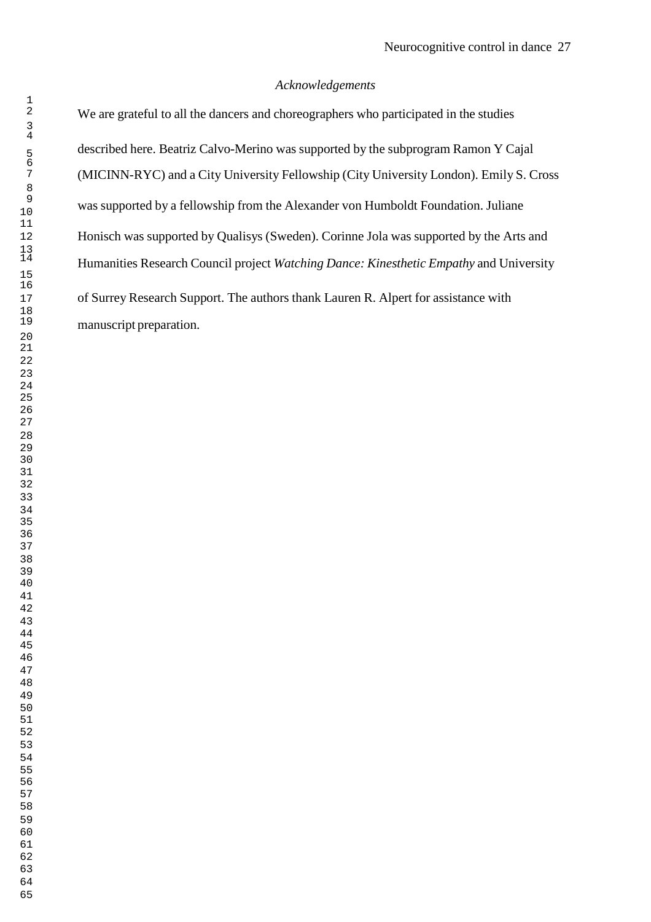*Acknowledgements*

We are grateful to all the dancers and choreographers who participated in the studies described here. Beatriz Calvo-Merino was supported by the subprogram Ramon Y Cajal (MICINN-RYC) and a City University Fellowship (City University London). Emily S. Cross was supported by a fellowship from the Alexander von Humboldt Foundation. Juliane Honisch was supported by Qualisys (Sweden). Corinne Jola was supported by the Arts and Humanities Research Council project *Watching Dance: Kinesthetic Empathy* and University of Surrey Research Support. The authors thank Lauren R. Alpert for assistance with manuscript preparation.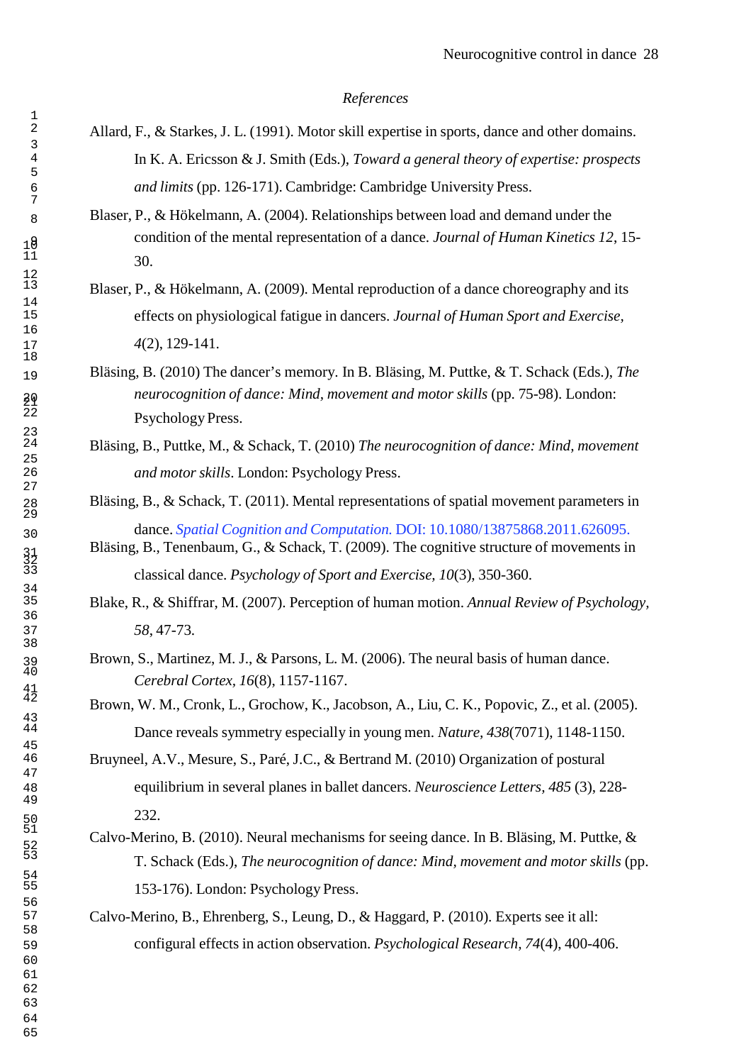*References*

Allard, F., & Starkes, J. L. (1991). Motor skill expertise in sports, dance and other domains. In K. A. Ericsson & J. Smith (Eds.), *Toward a general theory of expertise: prospects and limits* (pp. 126-171). Cambridge: Cambridge University Press.

Blaser, P., & Hökelmann, A. (2004). Relationships between load and demand under the condition of the mental representation of a dance. *Journal of Human Kinetics 12*, 15-30.

Blaser, P., & Hökelmann, A. (2009). Mental reproduction of a dance choreography and its effects on physiological fatigue in dancers. *Journal of Human Sport and Exercise, 4*(2), 129-141.

Bläsing, B. (2010) The dancer's memory. In B. Bläsing, M. Puttke, & T. Schack (Eds.), *The neurocognition of dance: Mind, movement and motor skills* (pp. 75-98). London: Psychology Press.

Bläsing, B., Puttke, M., & Schack, T. (2010) *The neurocognition of dance: Mind, movement and motor skills*. London: Psychology Press.

Bläsing, B., & Schack, T. (2011). Mental representations of spatial movement parameters in dance. *Spatial Cognition and Computation.* DOI: 10.1080/13875868.2011.626095.

Bläsing, B., Tenenbaum, G., & Schack, T. (2009). The cognitive structure of movements in classical dance. *Psychology of Sport and Exercise, 10*(3), 350-360.

Blake, R., & Shiffrar, M. (2007). Perception of human motion. *Annual Review of Psychology, 58*, 47-73.

Brown, S., Martinez, M. J., & Parsons, L. M. (2006). The neural basis of human dance. *Cerebral Cortex, 16*(8), 1157-1167.

Brown, W. M., Cronk, L., Grochow, K., Jacobson, A., Liu, C. K., Popovic, Z., et al. (2005). Dance reveals symmetry especially in young men. *Nature, 438*(7071), 1148-1150.

Bruyneel, A.V., Mesure, S., Paré, J.C., & Bertrand M. (2010) Organization of postural equilibrium in several planes in ballet dancers. *Neuroscience Letters, 485* (3), 228-232.

Calvo-Merino, B. (2010). Neural mechanisms for seeing dance. In B. Bläsing, M. Puttke, & T. Schack (Eds.), *The neurocognition of dance: Mind, movement and motor skills* (pp. 153-176). London: Psychology Press.

Calvo-Merino, B., Ehrenberg, S., Leung, D., & Haggard, P. (2010). Experts see it all: configural effects in action observation. *Psychological Research, 74*(4), 400-406.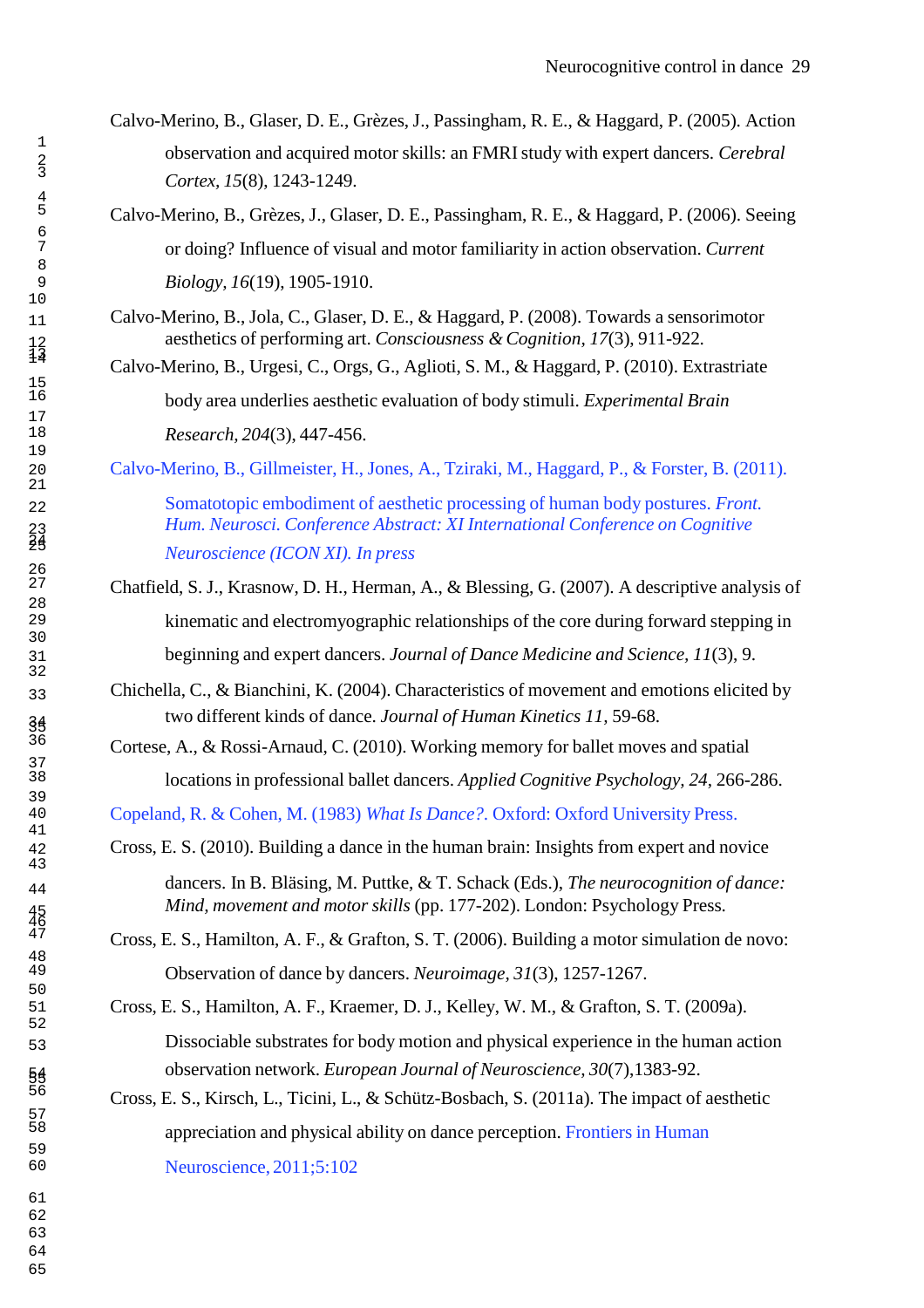Calvo-Merino, B., Glaser, D. E., Grèzes, J., Passingham, R. E., & Haggard, P. (2005). Action observation and acquired motor skills: an FMRI study with expert dancers. *Cerebral Cortex, 15*(8), 1243-1249.

Calvo-Merino, B., Grèzes, J., Glaser, D. E., Passingham, R. E., & Haggard, P. (2006). Seeing or doing? Influence of visual and motor familiarity in action observation. *Current Biology, 16*(19), 1905-1910.

Calvo-Merino, B., Jola, C., Glaser, D. E., & Haggard, P. (2008). Towards a sensorimotor aesthetics of performing art. *Consciousness & Cognition, 17*(3), 911-922.

Calvo-Merino, B., Urgesi, C., Orgs, G., Aglioti, S. M., & Haggard, P. (2010). Extrastriate body area underlies aesthetic evaluation of body stimuli. *Experimental Brain Research, 204*(3), 447-456.

Calvo-Merino, B., Gillmeister, H., Jones, A., Tziraki, M., Haggard, P., & Forster, B. (2011). Somatotopic embodiment of aesthetic processing of human body postures. *Front. Hum. Neurosci. Conference Abstract: XI International Conference on Cognitive Neuroscience (ICON XI). In press*

Chatfield, S. J., Krasnow, D. H., Herman, A., & Blessing, G. (2007). A descriptive analysis of kinematic and electromyographic relationships of the core during forward stepping in beginning and expert dancers. *Journal of Dance Medicine and Science, 11*(3), 9.

Chichella, C., & Bianchini, K. (2004). Characteristics of movement and emotions elicited by two different kinds of dance. *Journal of Human Kinetics 11,* 59-68.

Cortese, A., & Rossi-Arnaud, C. (2010). Working memory for ballet moves and spatial locations in professional ballet dancers. *Applied Cognitive Psychology, 24*, 266-286.

Copeland, R. & Cohen, M. (1983) *What Is Dance?*. Oxford: Oxford University Press.

Cross, E. S. (2010). Building a dance in the human brain: Insights from expert and novice dancers. In B. Bläsing, M. Puttke, & T. Schack (Eds.), *The neurocognition of dance: Mind, movement and motor skills* (pp. 177-202). London: Psychology Press.

Cross, E. S., Hamilton, A. F., & Grafton, S. T. (2006). Building a motor simulation de novo: Observation of dance by dancers. *Neuroimage, 31*(3), 1257-1267.

Cross, E. S., Hamilton, A. F., Kraemer, D. J., Kelley, W. M., & Grafton, S. T. (2009a). Dissociable substrates for body motion and physical experience in the human action observation network. *European Journal of Neuroscience, 30*(7),1383-92.

Cross, E. S., Kirsch, L., Ticini, L., & Schütz-Bosbach, S. (2011a). The impact of aesthetic appreciation and physical ability on dance perception. Frontiers in Human Neuroscience, 2011;5:102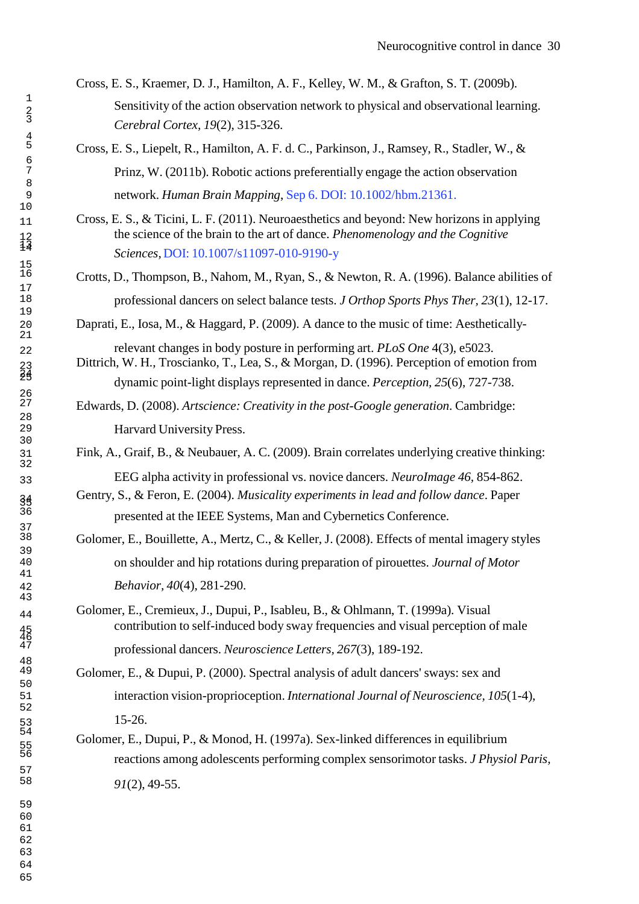Cross, E. S., Kraemer, D. J., Hamilton, A. F., Kelley, W. M., & Grafton, S. T. (2009b). Sensitivity of the action observation network to physical and observational learning. *Cerebral Cortex, 19*(2), 315-326.

Cross, E. S., Liepelt, R., Hamilton, A. F. d. C., Parkinson, J., Ramsey, R., Stadler, W., & Prinz, W. (2011b). Robotic actions preferentially engage the action observation network. *Human Brain Mapping*, Sep 6. DOI: 10.1002/hbm.21361.

Cross, E. S., & Ticini, L. F. (2011). Neuroaesthetics and beyond: New horizons in applying the science of the brain to the art of dance. *Phenomenology and the Cognitive Sciences*, DOI: 10.1007/s11097-010-9190-y

Crotts, D., Thompson, B., Nahom, M., Ryan, S., & Newton, R. A. (1996). Balance abilities of professional dancers on select balance tests. *J Orthop Sports Phys Ther, 23*(1), 12-17.

Daprati, E., Iosa, M., & Haggard, P. (2009). A dance to the music of time: Aesthetically-relevant changes in body posture in performing art. *PLoS One* 4(3), e5023.

Dittrich, W. H., Troscianko, T., Lea, S., & Morgan, D. (1996). Perception of emotion from dynamic point-light displays represented in dance. *Perception, 25*(6), 727-738.

Edwards, D. (2008). *Artscience: Creativity in the post-Google generation*. Cambridge: Harvard University Press.

Fink, A., Graif, B., & Neubauer, A. C. (2009). Brain correlates underlying creative thinking: EEG alpha activity in professional vs. novice dancers. *NeuroImage 46*, 854-862.

Gentry, S., & Feron, E. (2004). *Musicality experiments in lead and follow dance*. Paper presented at the IEEE Systems, Man and Cybernetics Conference.

Golomer, E., Bouillette, A., Mertz, C., & Keller, J. (2008). Effects of mental imagery styles on shoulder and hip rotations during preparation of pirouettes. *Journal of Motor Behavior, 40*(4), 281-290.

Golomer, E., Cremieux, J., Dupui, P., Isableu, B., & Ohlmann, T. (1999a). Visual contribution to self-induced body sway frequencies and visual perception of male professional dancers. *Neuroscience Letters, 267*(3), 189-192.

Golomer, E., & Dupui, P. (2000). Spectral analysis of adult dancers' sways: sex and interaction vision-proprioception. *International Journal of Neuroscience, 105*(1-4), 15-26.

Golomer, E., Dupui, P., & Monod, H. (1997a). Sex-linked differences in equilibrium reactions among adolescents performing complex sensorimotor tasks. *J Physiol Paris, 91*(2), 49-55.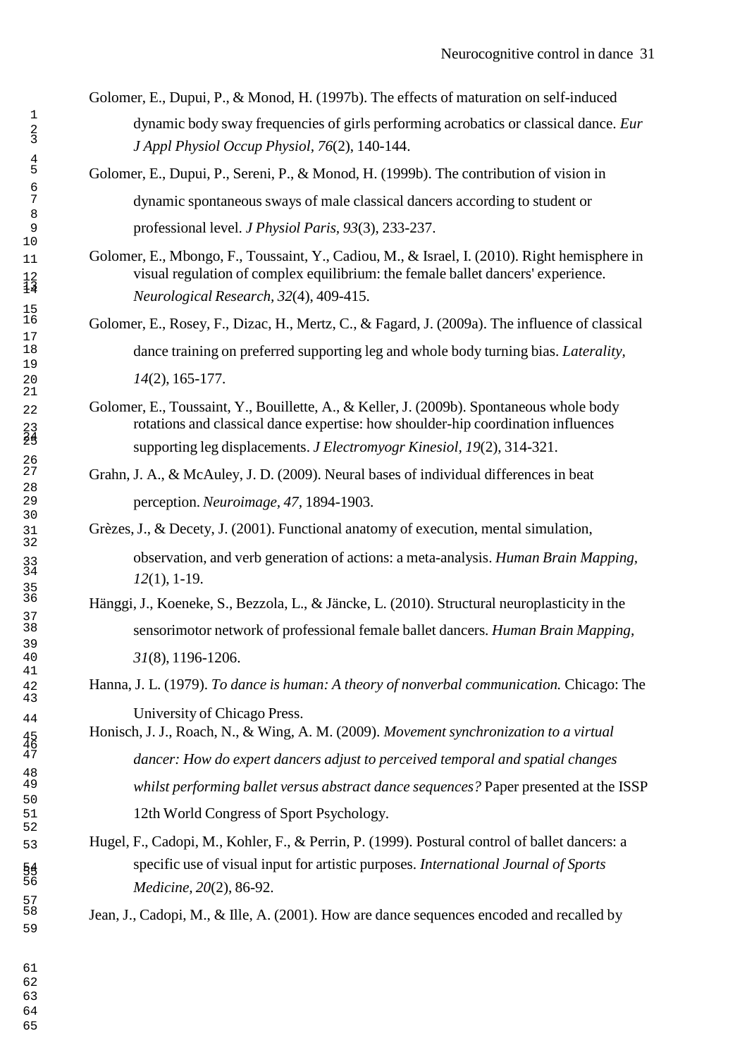Golomer, E., Dupui, P., & Monod, H. (1997b). The effects of maturation on self-induced dynamic body sway frequencies of girls performing acrobatics or classical dance. *Eur J Appl Physiol Occup Physiol, 76*(2), 140-144.

Golomer, E., Dupui, P., Sereni, P., & Monod, H. (1999b). The contribution of vision in dynamic spontaneous sways of male classical dancers according to student or professional level. *J Physiol Paris, 93*(3), 233-237.

Golomer, E., Mbongo, F., Toussaint, Y., Cadiou, M., & Israel, I. (2010). Right hemisphere in visual regulation of complex equilibrium: the female ballet dancers' experience. *Neurological Research, 32*(4), 409-415.

Golomer, E., Rosey, F., Dizac, H., Mertz, C., & Fagard, J. (2009a). The influence of classical dance training on preferred supporting leg and whole body turning bias. *Laterality, 14*(2), 165-177.

Golomer, E., Toussaint, Y., Bouillette, A., & Keller, J. (2009b). Spontaneous whole body rotations and classical dance expertise: how shoulder-hip coordination influences supporting leg displacements. *J Electromyogr Kinesiol, 19*(2), 314-321.

Grahn, J. A., & McAuley, J. D. (2009). Neural bases of individual differences in beat perception. *Neuroimage, 47*, 1894-1903.

Grèzes, J., & Decety, J. (2001). Functional anatomy of execution, mental simulation, observation, and verb generation of actions: a meta-analysis. *Human Brain Mapping, 12*(1), 1-19.

Hänggi, J., Koeneke, S., Bezzola, L., & Jäncke, L. (2010). Structural neuroplasticity in the sensorimotor network of professional female ballet dancers. *Human Brain Mapping, 31*(8), 1196-1206.

Hanna, J. L. (1979). *To dance is human: A theory of nonverbal communication.* Chicago: The University of Chicago Press.

Honisch, J. J., Roach, N., & Wing, A. M. (2009). *Movement synchronization to a virtual dancer: How do expert dancers adjust to perceived temporal and spatial changes whilst performing ballet versus abstract dance sequences?* Paper presented at the ISSP 12th World Congress of Sport Psychology.

Hugel, F., Cadopi, M., Kohler, F., & Perrin, P. (1999). Postural control of ballet dancers: a specific use of visual input for artistic purposes. *International Journal of Sports Medicine, 20*(2), 86-92.

Jean, J., Cadopi, M., & Ille, A. (2001). How are dance sequences encoded and recalled by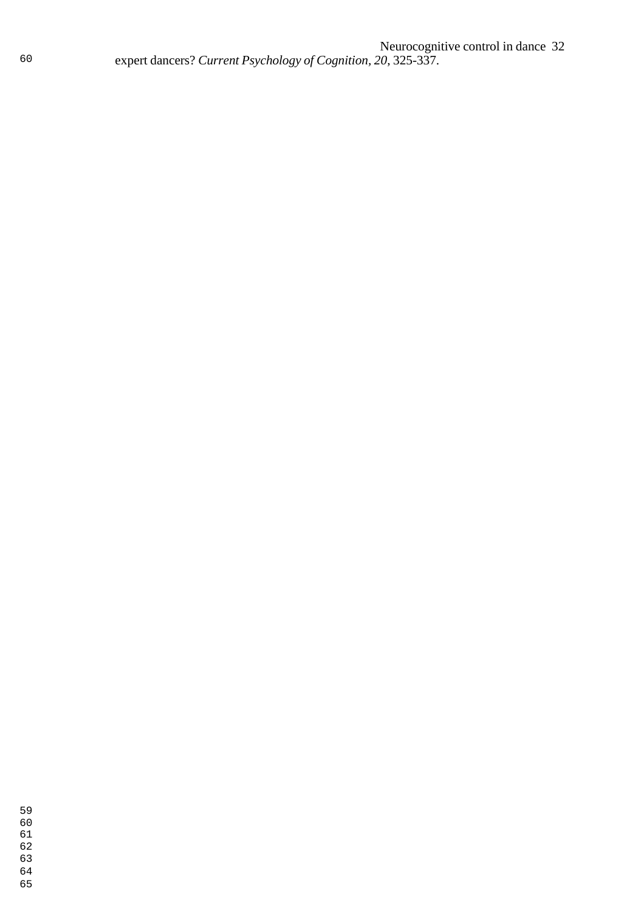expert dancers? *Current Psychology of Cognition, 20*, 325-337.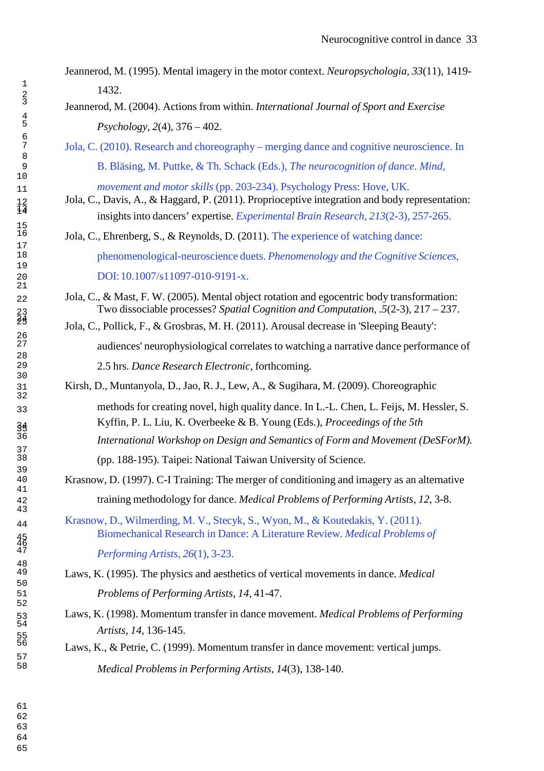Jeannerod, M. (1995). Mental imagery in the motor context. *Neuropsychologia, 33*(11), 1419-1432.

Jeannerod, M. (2004). Actions from within. *International Journal of Sport and Exercise Psychology, 2*(4), 376 – 402.

Jola, C. (2010). Research and choreography – merging dance and cognitive neuroscience. In B. Bläsing, M. Puttke, & Th. Schack (Eds.), *The neurocognition of dance. Mind, movement and motor skills* (pp. 203-234). Psychology Press: Hove, UK.

Jola, C., Davis, A., & Haggard, P. (2011). Proprioceptive integration and body representation: insights into dancers' expertise. *Experimental Brain Research, 213*(2-3), 257-265.

Jola, C., Ehrenberg, S., & Reynolds, D. (2011). The experience of watching dance: phenomenological-neuroscience duets. *Phenomenology and the Cognitive Sciences,* DOI: 10.1007/s11097-010-9191-x.

Jola, C., & Mast, F. W. (2005). Mental object rotation and egocentric body transformation: Two dissociable processes? *Spatial Cognition and Computation, .5*(2-3), 217 – 237.

Jola, C., Pollick, F., & Grosbras, M. H. (2011). Arousal decrease in 'Sleeping Beauty': audiences' neurophysiological correlates to watching a narrative dance performance of 2.5 hrs. *Dance Research Electronic*, forthcoming.

Kirsh, D., Muntanyola, D., Jao, R. J., Lew, A., & Sugihara, M. (2009). Choreographic methods for creating novel, high quality dance. In L.-L. Chen, L. Feijs, M. Hessler, S. Kyffin, P. L. Liu, K. Overbeeke & B. Young (Eds.), *Proceedings of the 5th International Workshop on Design and Semantics of Form and Movement (DeSForM).* (pp. 188-195). Taipei: National Taiwan University of Science.

Krasnow, D. (1997). C-I Training: The merger of conditioning and imagery as an alternative training methodology for dance. *Medical Problems of Performing Artists, 12*, 3-8.

Krasnow, D., Wilmerding, M. V., Stecyk, S., Wyon, M., & Koutedakis, Y. (2011). Biomechanical Research in Dance: A Literature Review. *Medical Problems of Performing Artists, 26*(1), 3-23.

Laws, K. (1995). The physics and aesthetics of vertical movements in dance. *Medical Problems of Performing Artists, 14*, 41-47.

Laws, K. (1998). Momentum transfer in dance movement. *Medical Problems of Performing Artists, 14*, 136-145.

Laws, K., & Petrie, C. (1999). Momentum transfer in dance movement: vertical jumps. *Medical Problems in Performing Artists, 14*(3), 138-140.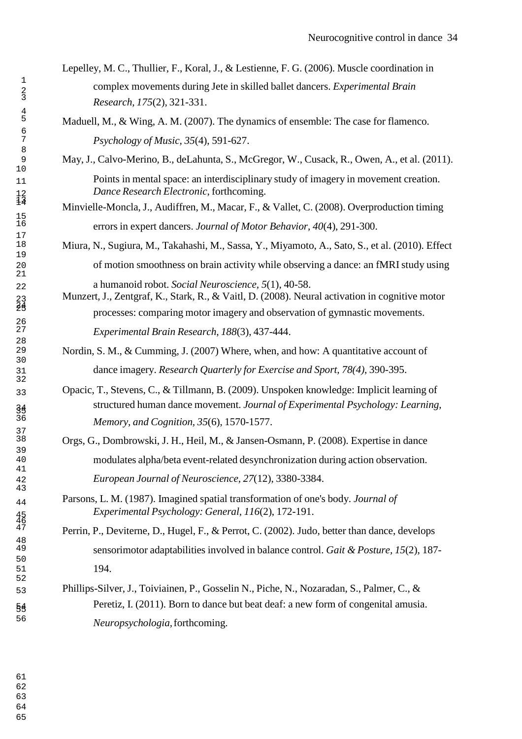Lepelley, M. C., Thullier, F., Koral, J., & Lestienne, F. G. (2006). Muscle coordination in complex movements during Jete in skilled ballet dancers. *Experimental Brain Research, 175*(2), 321-331.

Maduell, M., & Wing, A. M. (2007). The dynamics of ensemble: The case for flamenco. *Psychology of Music, 35*(4), 591-627.

May, J., Calvo-Merino, B., deLahunta, S., McGregor, W., Cusack, R., Owen, A., et al. (2011). Points in mental space: an interdisciplinary study of imagery in movement creation. *Dance Research Electronic*, forthcoming.

Minvielle-Moncla, J., Audiffren, M., Macar, F., & Vallet, C. (2008). Overproduction timing errors in expert dancers. *Journal of Motor Behavior, 40*(4), 291-300.

Miura, N., Sugiura, M., Takahashi, M., Sassa, Y., Miyamoto, A., Sato, S., et al. (2010). Effect of motion smoothness on brain activity while observing a dance: an fMRI study using a humanoid robot. *Social Neuroscience, 5*(1), 40-58.

Munzert, J., Zentgraf, K., Stark, R., & Vaitl, D. (2008). Neural activation in cognitive motor processes: comparing motor imagery and observation of gymnastic movements. *Experimental Brain Research, 188*(3), 437-444.

Nordin, S. M., & Cumming, J. (2007) Where, when, and how: A quantitative account of dance imagery. *Research Quarterly for Exercise and Sport, 78(4)*, 390-395.

Opacic, T., Stevens, C., & Tillmann, B. (2009). Unspoken knowledge: Implicit learning of structured human dance movement. *Journal of Experimental Psychology: Learning, Memory, and Cognition, 35*(6), 1570-1577.

Orgs, G., Dombrowski, J. H., Heil, M., & Jansen-Osmann, P. (2008). Expertise in dance modulates alpha/beta event-related desynchronization during action observation. *European Journal of Neuroscience, 27*(12), 3380-3384.

Parsons, L. M. (1987). Imagined spatial transformation of one's body. *Journal of Experimental Psychology: General, 116*(2), 172-191.

Perrin, P., Deviterne, D., Hugel, F., & Perrot, C. (2002). Judo, better than dance, develops sensorimotor adaptabilities involved in balance control. *Gait & Posture, 15*(2), 187-194.

Phillips-Silver, J., Toiviainen, P., Gosselin N., Piche, N., Nozaradan, S., Palmer, C., & Peretiz, I. (2011). Born to dance but beat deaf: a new form of congenital amusia. *Neuropsychologia,* forthcoming.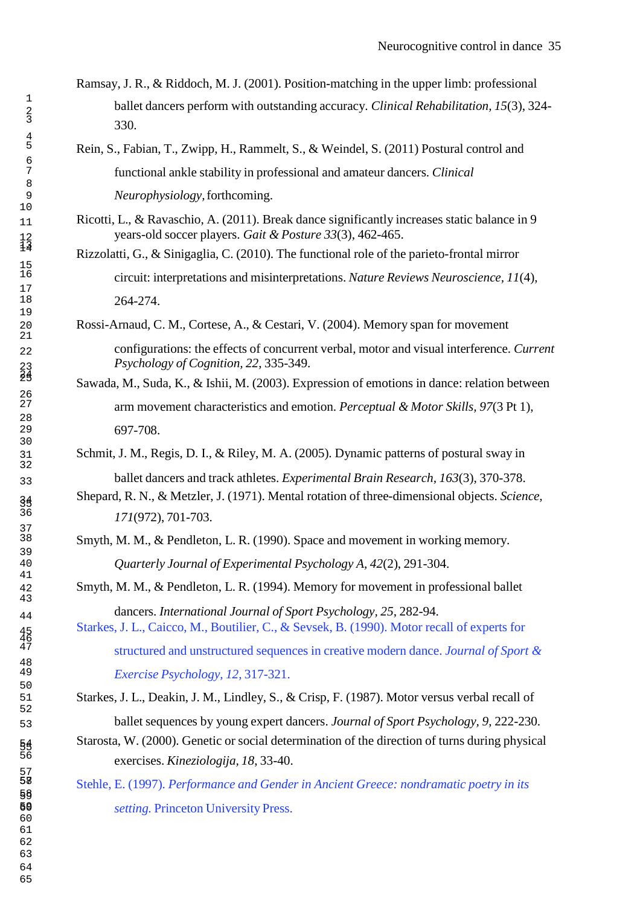Ramsay, J. R., & Riddoch, M. J. (2001). Position-matching in the upper limb: professional ballet dancers perform with outstanding accuracy. *Clinical Rehabilitation, 15*(3), 324-330.

Rein, S., Fabian, T., Zwipp, H., Rammelt, S., & Weindel, S. (2011) Postural control and functional ankle stability in professional and amateur dancers. *Clinical Neurophysiology,* forthcoming.

Ricotti, L., & Ravaschio, A. (2011). Break dance significantly increases static balance in 9 years-old soccer players. *Gait & Posture 33*(3), 462-465.

Rizzolatti, G., & Sinigaglia, C. (2010). The functional role of the parieto-frontal mirror circuit: interpretations and misinterpretations. *Nature Reviews Neuroscience, 11*(4), 264-274.

Rossi-Arnaud, C. M., Cortese, A., & Cestari, V. (2004). Memory span for movement configurations: the effects of concurrent verbal, motor and visual interference. *Current Psychology of Cognition, 22,* 335-349.

Sawada, M., Suda, K., & Ishii, M. (2003). Expression of emotions in dance: relation between arm movement characteristics and emotion. *Perceptual & Motor Skills, 97*(3 Pt 1), 697-708.

Schmit, J. M., Regis, D. I., & Riley, M. A. (2005). Dynamic patterns of postural sway in ballet dancers and track athletes. *Experimental Brain Research, 163*(3), 370-378.

Shepard, R. N., & Metzler, J. (1971). Mental rotation of three-dimensional objects. *Science, 171*(972), 701-703.

Smyth, M. M., & Pendleton, L. R. (1990). Space and movement in working memory. *Quarterly Journal of Experimental Psychology A, 42*(2), 291-304.

Smyth, M. M., & Pendleton, L. R. (1994). Memory for movement in professional ballet dancers. *International Journal of Sport Psychology, 25*, 282-94.

Starkes, J. L., Caicco, M., Boutilier, C., & Sevsek, B. (1990). Motor recall of experts for structured and unstructured sequences in creative modern dance. *Journal of Sport & Exercise Psychology, 12,* 317-321.

Starkes, J. L., Deakin, J. M., Lindley, S., & Crisp, F. (1987). Motor versus verbal recall of ballet sequences by young expert dancers. *Journal of Sport Psychology, 9,* 222-230.

Starosta, W. (2000). Genetic or social determination of the direction of turns during physical exercises. *Kineziologija, 18*, 33-40.

Stehle, E. (1997). *Performance and Gender in Ancient Greece: nondramatic poetry in its setting.* Princeton University Press.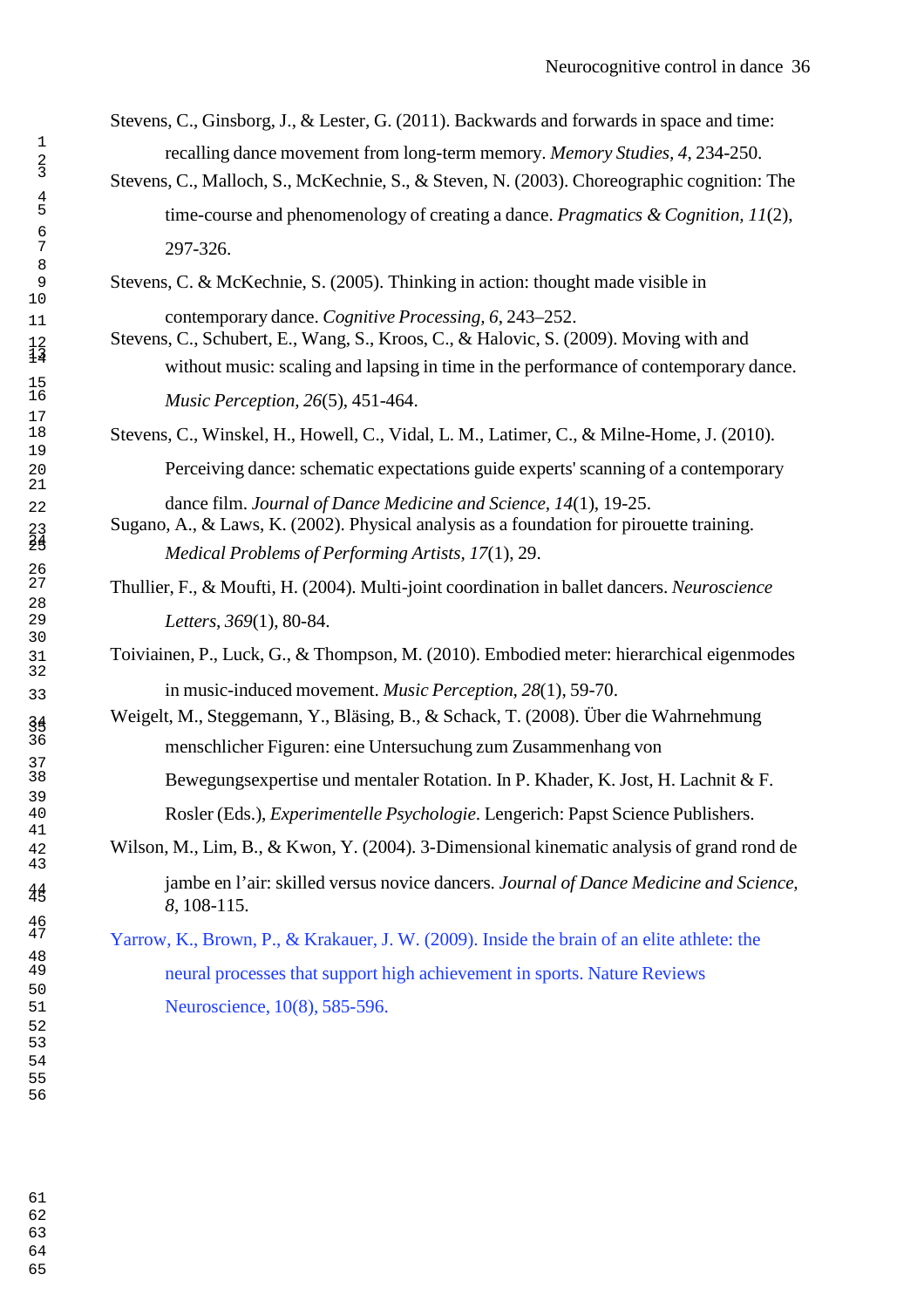Stevens, C., Ginsborg, J., & Lester, G. (2011). Backwards and forwards in space and time: recalling dance movement from long-term memory. *Memory Studies, 4*, 234-250.

Stevens, C., Malloch, S., McKechnie, S., & Steven, N. (2003). Choreographic cognition: The time-course and phenomenology of creating a dance. *Pragmatics & Cognition, 11*(2), 297-326.

Stevens, C. & McKechnie, S. (2005). Thinking in action: thought made visible in contemporary dance. *Cognitive Processing, 6*, 243–252.

Stevens, C., Schubert, E., Wang, S., Kroos, C., & Halovic, S. (2009). Moving with and without music: scaling and lapsing in time in the performance of contemporary dance. *Music Perception, 26*(5), 451-464.

Stevens, C., Winskel, H., Howell, C., Vidal, L. M., Latimer, C., & Milne-Home, J. (2010). Perceiving dance: schematic expectations guide experts' scanning of a contemporary dance film. *Journal of Dance Medicine and Science, 14*(1), 19-25.

Sugano, A., & Laws, K. (2002). Physical analysis as a foundation for pirouette training. *Medical Problems of Performing Artists, 17*(1), 29.

Thullier, F., & Moufti, H. (2004). Multi-joint coordination in ballet dancers. *Neuroscience Letters, 369*(1), 80-84.

Toiviainen, P., Luck, G., & Thompson, M. (2010). Embodied meter: hierarchical eigenmodes in music-induced movement. *Music Perception, 28*(1), 59-70.

Weigelt, M., Steggemann, Y., Bläsing, B., & Schack, T. (2008). Über die Wahrnehmung menschlicher Figuren: eine Untersuchung zum Zusammenhang von Bewegungsexpertise und mentaler Rotation. In P. Khader, K. Jost, H. Lachnit & F. Rosler (Eds.), *Experimentelle Psychologie*. Lengerich: Papst Science Publishers.

Wilson, M., Lim, B., & Kwon, Y. (2004). 3-Dimensional kinematic analysis of grand rond de jambe en l'air: skilled versus novice dancers. *Journal of Dance Medicine and Science, 8*, 108-115.

Yarrow, K., Brown, P., & Krakauer, J. W. (2009). Inside the brain of an elite athlete: the neural processes that support high achievement in sports. Nature Reviews Neuroscience, 10(8), 585-596.